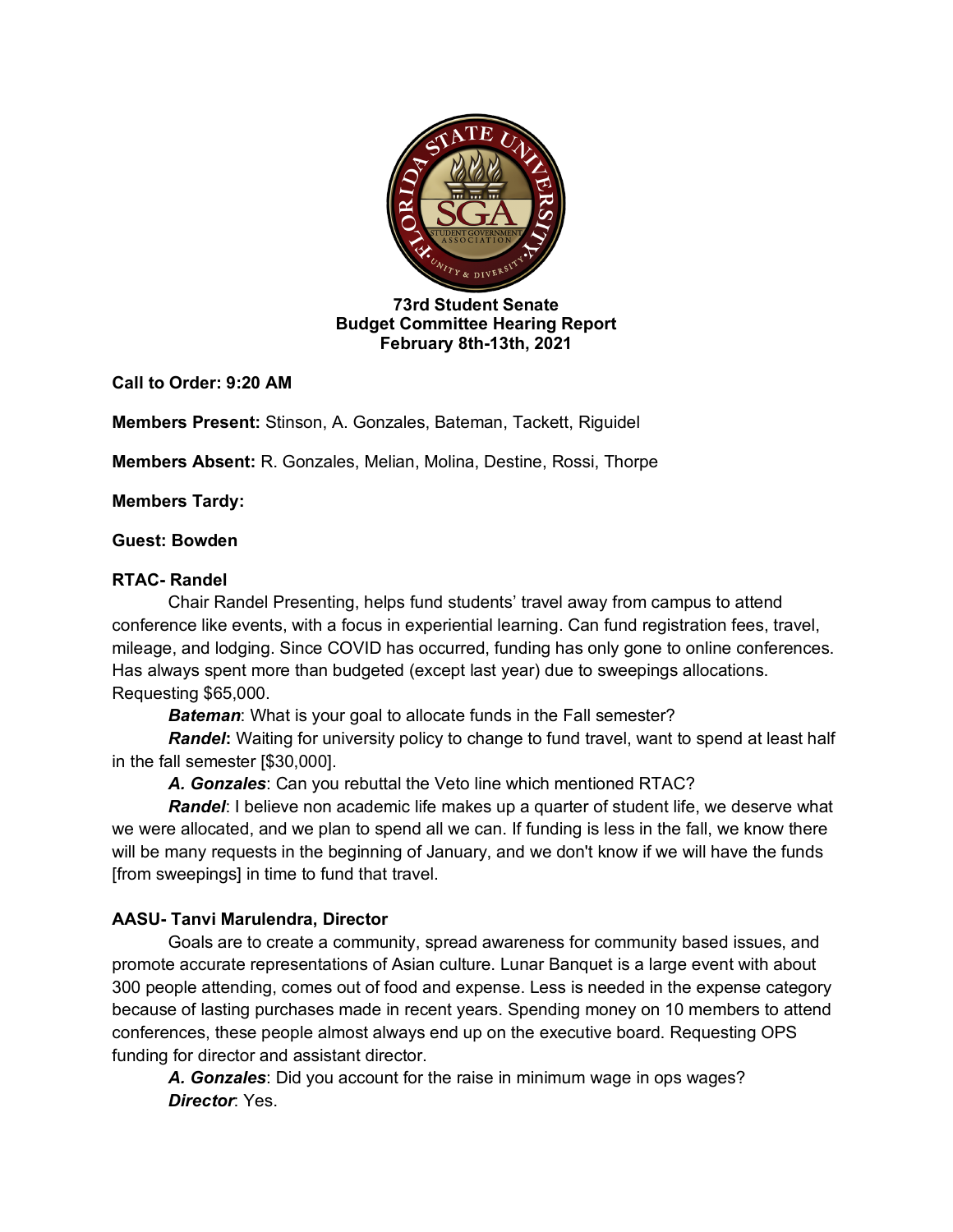**73rd Student Senate**
**Budget Committee Hearing Report**
**February 8th-13th, 2021**

**Call to Order: 9:20 AM**

**Members Present:** Stinson, A. Gonzales, Bateman, Tackett, Riguidel

**Members Absent:** R. Gonzales, Melian, Molina, Destine, Rossi, Thorpe

**Members Tardy:**

**Guest: Bowden**

**RTAC- Randel**

Chair Randel Presenting, helps fund students' travel away from campus to attend conference like events, with a focus in experiential learning. Can fund registration fees, travel, mileage, and lodging. Since COVID has occurred, funding has only gone to online conferences. Has always spent more than budgeted (except last year) due to sweepings allocations. Requesting $65,000.

***Bateman***: What is your goal to allocate funds in the Fall semester?

***Randel*:** Waiting for university policy to change to fund travel, want to spend at least half in the fall semester [$30,000].

***A. Gonzales***: Can you rebuttal the Veto line which mentioned RTAC?

***Randel***: I believe non academic life makes up a quarter of student life, we deserve what we were allocated, and we plan to spend all we can. If funding is less in the fall, we know there will be many requests in the beginning of January, and we don't know if we will have the funds [from sweepings] in time to fund that travel.

**AASU- Tanvi Marulendra, Director**

Goals are to create a community, spread awareness for community based issues, and promote accurate representations of Asian culture. Lunar Banquet is a large event with about 300 people attending, comes out of food and expense. Less is needed in the expense category because of lasting purchases made in recent years. Spending money on 10 members to attend conferences, these people almost always end up on the executive board. Requesting OPS funding for director and assistant director.

***A. Gonzales***: Did you account for the raise in minimum wage in ops wages?

***Director***: Yes.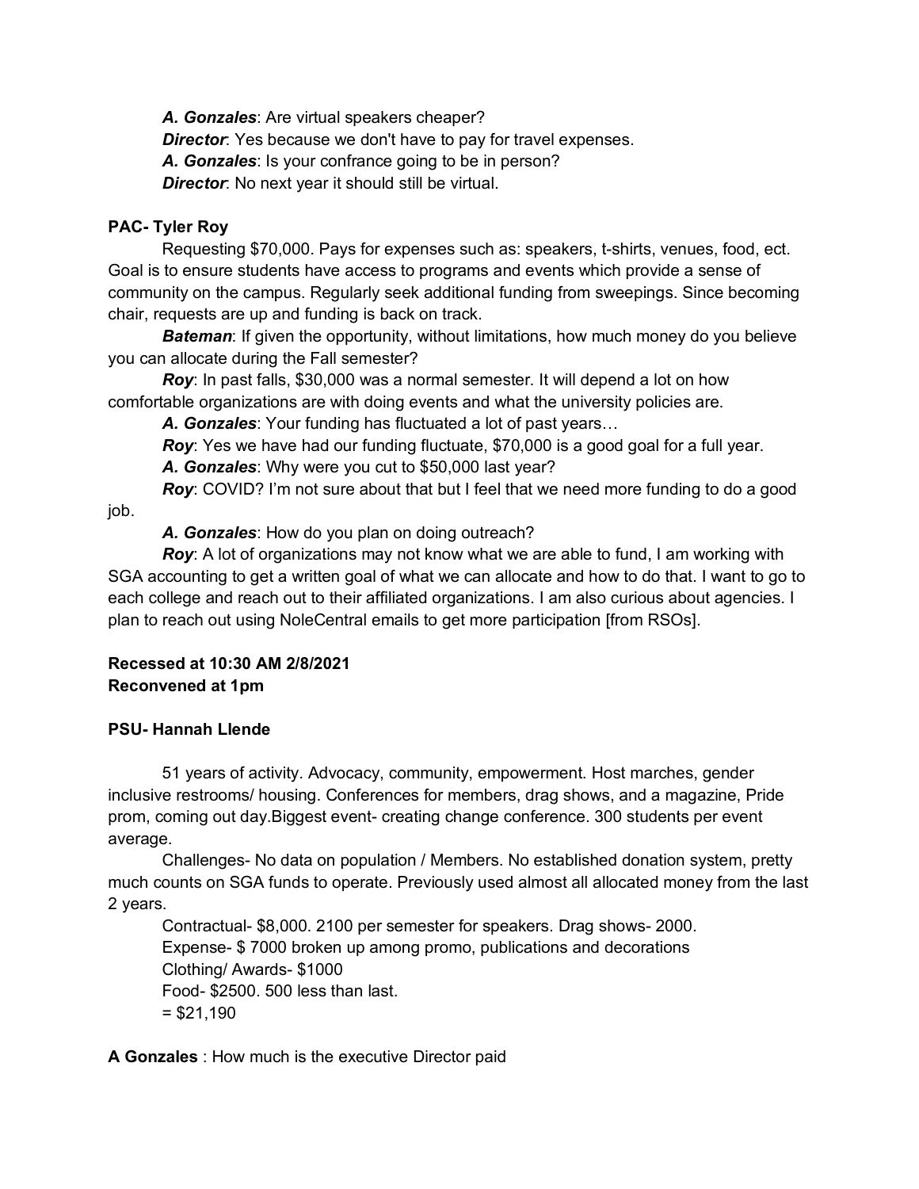***A. Gonzales***: Are virtual speakers cheaper?

***Director***: Yes because we don't have to pay for travel expenses.

***A. Gonzales***: Is your confrance going to be in person?

***Director***: No next year it should still be virtual.

**PAC- Tyler Roy**

Requesting $70,000. Pays for expenses such as: speakers, t-shirts, venues, food, ect. Goal is to ensure students have access to programs and events which provide a sense of community on the campus. Regularly seek additional funding from sweepings. Since becoming chair, requests are up and funding is back on track.

***Bateman***: If given the opportunity, without limitations, how much money do you believe you can allocate during the Fall semester?

***Roy***: In past falls, $30,000 was a normal semester. It will depend a lot on how comfortable organizations are with doing events and what the university policies are.

***A. Gonzales***: Your funding has fluctuated a lot of past years…

***Roy***: Yes we have had our funding fluctuate, $70,000 is a good goal for a full year.

***A. Gonzales***: Why were you cut to $50,000 last year?

***Roy***: COVID? I'm not sure about that but I feel that we need more funding to do a good job.

***A. Gonzales***: How do you plan on doing outreach?

***Roy***: A lot of organizations may not know what we are able to fund, I am working with SGA accounting to get a written goal of what we can allocate and how to do that. I want to go to each college and reach out to their affiliated organizations. I am also curious about agencies. I plan to reach out using NoleCentral emails to get more participation [from RSOs].

**Recessed at 10:30 AM 2/8/2021**
**Reconvened at 1pm**

**PSU- Hannah Llende**

51 years of activity. Advocacy, community, empowerment. Host marches, gender inclusive restrooms/ housing. Conferences for members, drag shows, and a magazine, Pride prom, coming out day.Biggest event- creating change conference. 300 students per event average.

Challenges- No data on population / Members. No established donation system, pretty much counts on SGA funds to operate. Previously used almost all allocated money from the last 2 years.

Contractual- $8,000. 2100 per semester for speakers. Drag shows- 2000.
Expense- $ 7000 broken up among promo, publications and decorations
Clothing/ Awards- $1000
Food- $2500. 500 less than last.
= $21,190

**A Gonzales** : How much is the executive Director paid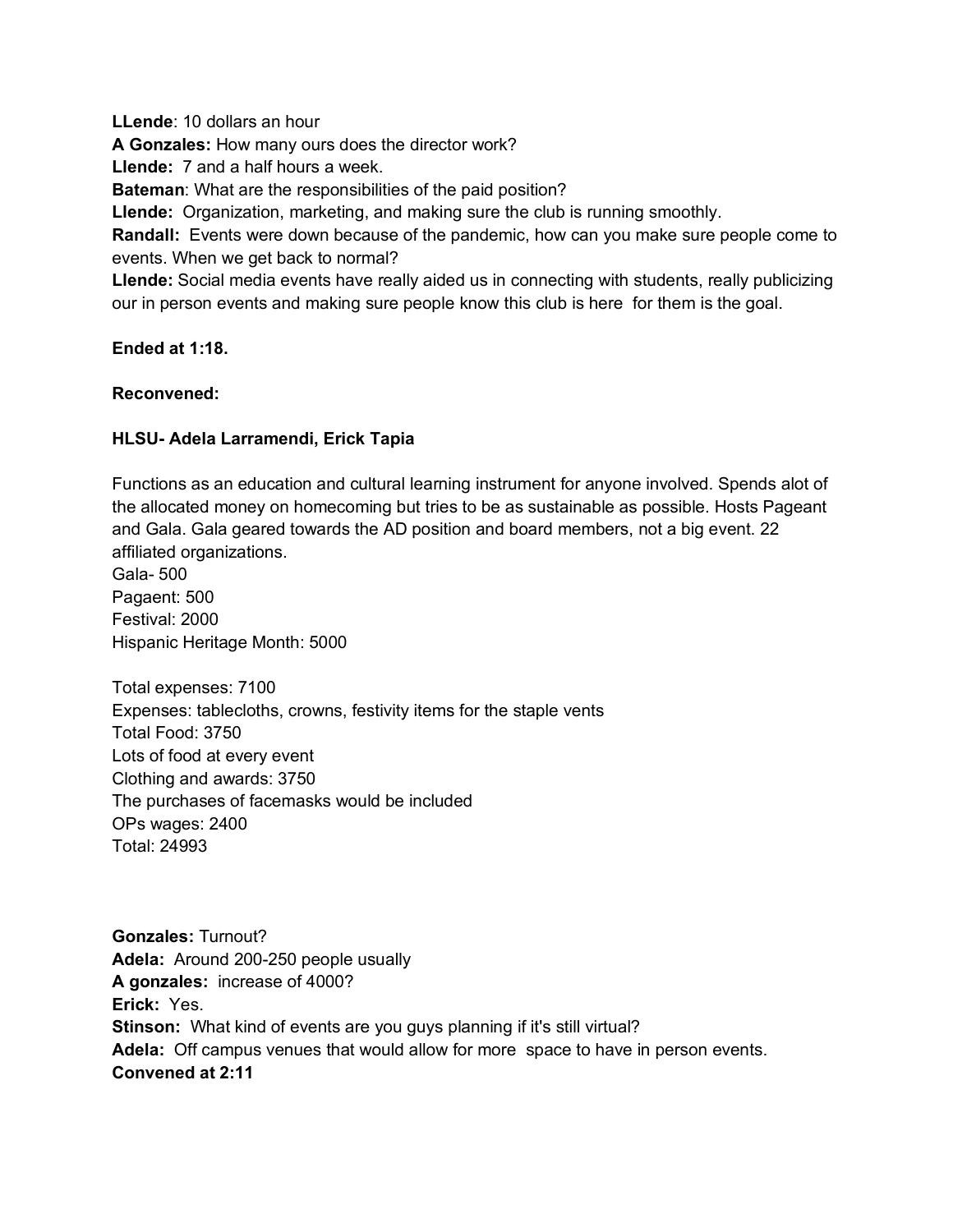**LLende**: 10 dollars an hour
**A Gonzales:** How many ours does the director work?
**Llende:** 7 and a half hours a week.
**Bateman**: What are the responsibilities of the paid position?
**Llende:** Organization, marketing, and making sure the club is running smoothly.
**Randall:** Events were down because of the pandemic, how can you make sure people come to events. When we get back to normal?
**Llende:** Social media events have really aided us in connecting with students, really publicizing our in person events and making sure people know this club is here for them is the goal.

**Ended at 1:18.**

**Reconvened:**

**HLSU- Adela Larramendi, Erick Tapia**

Functions as an education and cultural learning instrument for anyone involved. Spends alot of the allocated money on homecoming but tries to be as sustainable as possible. Hosts Pageant and Gala. Gala geared towards the AD position and board members, not a big event. 22 affiliated organizations.
Gala- 500
Pagaent: 500
Festival: 2000
Hispanic Heritage Month: 5000

Total expenses: 7100
Expenses: tablecloths, crowns, festivity items for the staple vents
Total Food: 3750
Lots of food at every event
Clothing and awards: 3750
The purchases of facemasks would be included
OPs wages: 2400
Total: 24993

**Gonzales:** Turnout?
**Adela:** Around 200-250 people usually
**A gonzales:** increase of 4000?
**Erick:** Yes.
**Stinson:** What kind of events are you guys planning if it's still virtual?
**Adela:** Off campus venues that would allow for more space to have in person events.
**Convened at 2:11**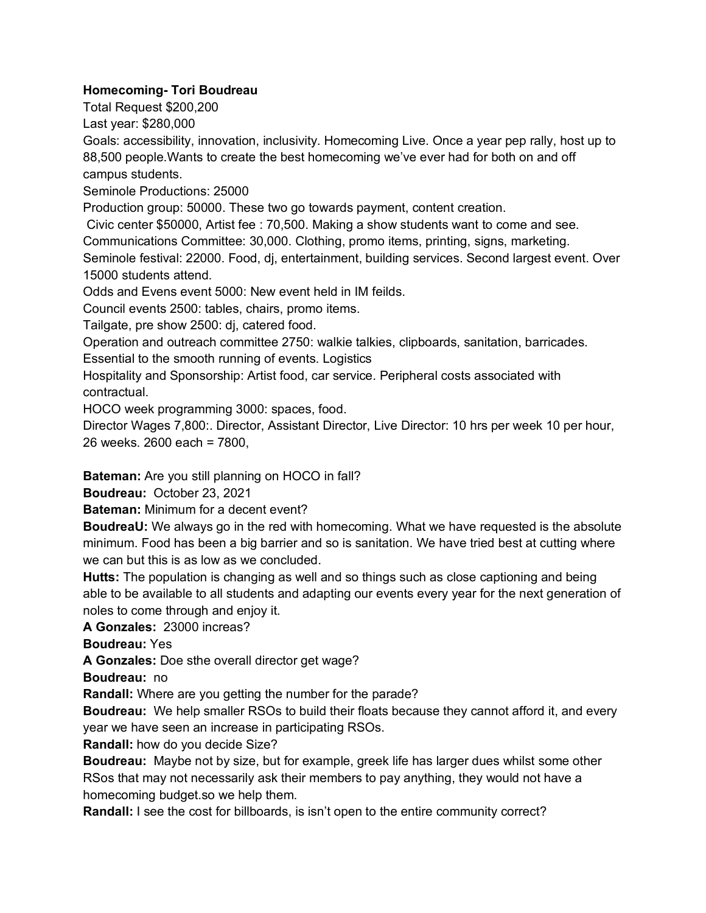**Homecoming- Tori Boudreau**

Total Request $200,200

Last year: $280,000

Goals: accessibility, innovation, inclusivity. Homecoming Live. Once a year pep rally, host up to 88,500 people.Wants to create the best homecoming we've ever had for both on and off campus students.

Seminole Productions: 25000

Production group: 50000. These two go towards payment, content creation.

Civic center $50000, Artist fee : 70,500. Making a show students want to come and see.

Communications Committee: 30,000. Clothing, promo items, printing, signs, marketing.

Seminole festival: 22000. Food, dj, entertainment, building services. Second largest event. Over 15000 students attend.

Odds and Evens event 5000: New event held in IM feilds.

Council events 2500: tables, chairs, promo items.

Tailgate, pre show 2500: dj, catered food.

Operation and outreach committee 2750: walkie talkies, clipboards, sanitation, barricades. Essential to the smooth running of events. Logistics

Hospitality and Sponsorship: Artist food, car service. Peripheral costs associated with contractual.

HOCO week programming 3000: spaces, food.

Director Wages 7,800:. Director, Assistant Director, Live Director: 10 hrs per week 10 per hour, 26 weeks. 2600 each = 7800,

**Bateman:** Are you still planning on HOCO in fall?

**Boudreau:** October 23, 2021

**Bateman:** Minimum for a decent event?

**BoudreaU:** We always go in the red with homecoming. What we have requested is the absolute minimum. Food has been a big barrier and so is sanitation. We have tried best at cutting where we can but this is as low as we concluded.

**Hutts:** The population is changing as well and so things such as close captioning and being able to be available to all students and adapting our events every year for the next generation of noles to come through and enjoy it.

**A Gonzales:** 23000 increas?

**Boudreau:** Yes

**A Gonzales:** Does the overall director get wage?

**Boudreau:** no

**Randall:** Where are you getting the number for the parade?

**Boudreau:** We help smaller RSOs to build their floats because they cannot afford it, and every year we have seen an increase in participating RSOs.

**Randall:** how do you decide Size?

**Boudreau:** Maybe not by size, but for example, greek life has larger dues whilst some other RSos that may not necessarily ask their members to pay anything, they would not have a homecoming budget.so we help them.

**Randall:** I see the cost for billboards, is isn't open to the entire community correct?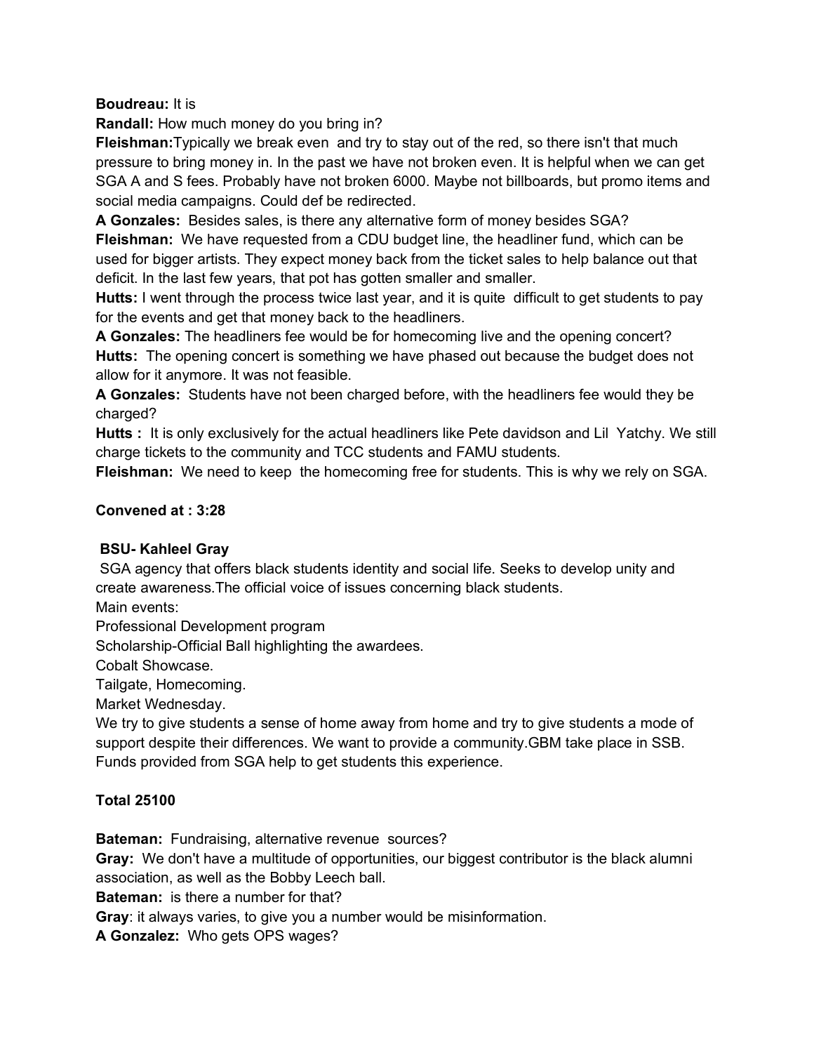**Boudreau:** It is

**Randall:** How much money do you bring in?

**Fleishman:**Typically we break even  and try to stay out of the red, so there isn't that much pressure to bring money in. In the past we have not broken even. It is helpful when we can get SGA A and S fees. Probably have not broken 6000. Maybe not billboards, but promo items and social media campaigns. Could def be redirected.

**A Gonzales:**  Besides sales, is there any alternative form of money besides SGA?

**Fleishman:**  We have requested from a CDU budget line, the headliner fund, which can be used for bigger artists. They expect money back from the ticket sales to help balance out that deficit. In the last few years, that pot has gotten smaller and smaller.

**Hutts:** I went through the process twice last year, and it is quite  difficult to get students to pay for the events and get that money back to the headliners.

**A Gonzales:** The headliners fee would be for homecoming live and the opening concert?

**Hutts:**  The opening concert is something we have phased out because the budget does not allow for it anymore. It was not feasible.

**A Gonzales:**  Students have not been charged before, with the headliners fee would they be charged?

**Hutts :**  It is only exclusively for the actual headliners like Pete davidson and Lil  Yatchy. We still charge tickets to the community and TCC students and FAMU students.

**Fleishman:**  We need to keep  the homecoming free for students. This is why we rely on SGA.

**Convened at : 3:28**

**BSU- Kahleel Gray**

SGA agency that offers black students identity and social life. Seeks to develop unity and create awareness.The official voice of issues concerning black students.

Main events:

Professional Development program

Scholarship-Official Ball highlighting the awardees.

Cobalt Showcase.

Tailgate, Homecoming.

Market Wednesday.

We try to give students a sense of home away from home and try to give students a mode of support despite their differences. We want to provide a community.GBM take place in SSB. Funds provided from SGA help to get students this experience.

**Total 25100**

**Bateman:**  Fundraising, alternative revenue  sources?

**Gray:**  We don't have a multitude of opportunities, our biggest contributor is the black alumni association, as well as the Bobby Leech ball.

**Bateman:**  is there a number for that?

**Gray**: it always varies, to give you a number would be misinformation.

**A Gonzalez:**  Who gets OPS wages?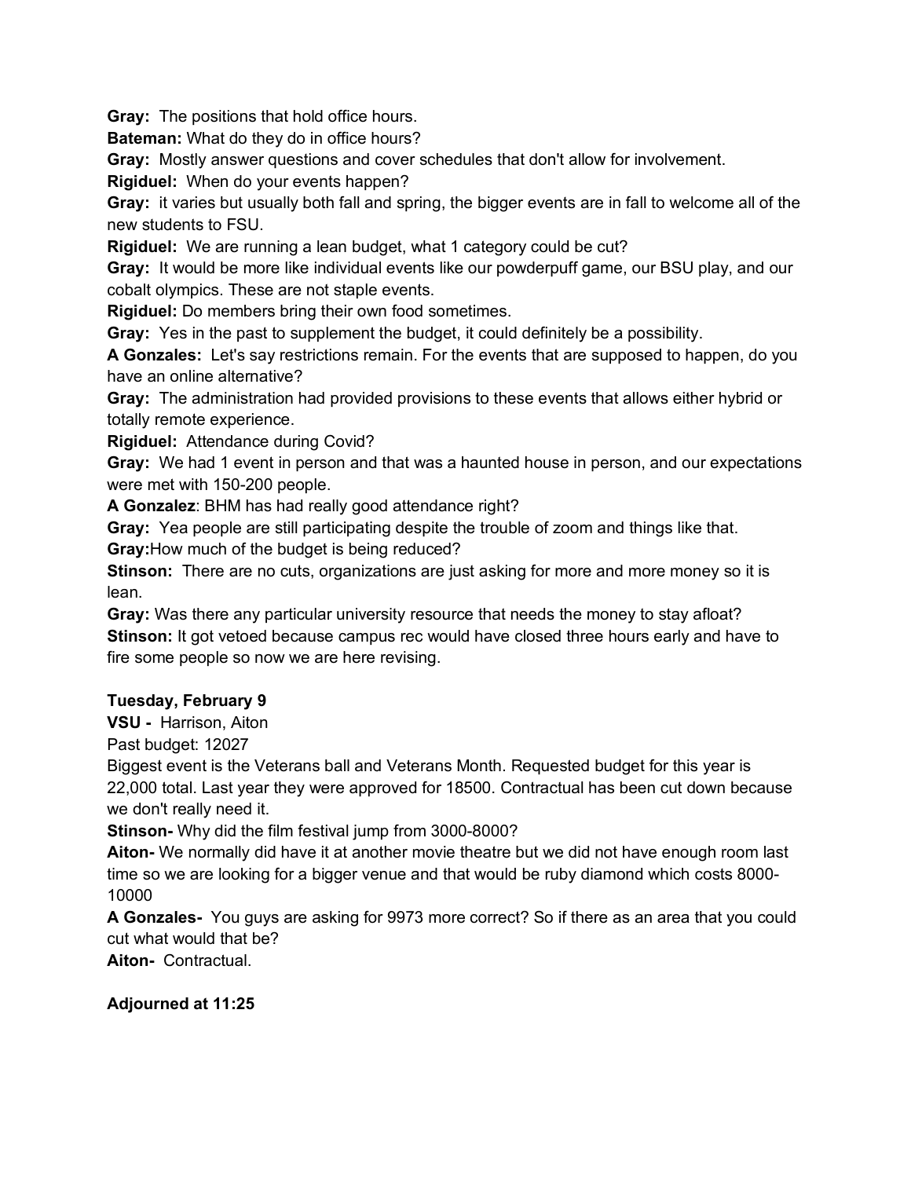**Gray:** The positions that hold office hours.

**Bateman:** What do they do in office hours?

**Gray:** Mostly answer questions and cover schedules that don't allow for involvement.

**Rigiduel:** When do your events happen?

**Gray:** it varies but usually both fall and spring, the bigger events are in fall to welcome all of the new students to FSU.

**Rigiduel:** We are running a lean budget, what 1 category could be cut?

**Gray:** It would be more like individual events like our powderpuff game, our BSU play, and our cobalt olympics. These are not staple events.

**Rigiduel:** Do members bring their own food sometimes.

**Gray:** Yes in the past to supplement the budget, it could definitely be a possibility.

**A Gonzales:** Let's say restrictions remain. For the events that are supposed to happen, do you have an online alternative?

**Gray:** The administration had provided provisions to these events that allows either hybrid or totally remote experience.

**Rigiduel:** Attendance during Covid?

**Gray:** We had 1 event in person and that was a haunted house in person, and our expectations were met with 150-200 people.

**A Gonzalez**: BHM has had really good attendance right?

**Gray:** Yea people are still participating despite the trouble of zoom and things like that.

**Gray:**How much of the budget is being reduced?

**Stinson:** There are no cuts, organizations are just asking for more and more money so it is lean.

**Gray:** Was there any particular university resource that needs the money to stay afloat?

**Stinson:** It got vetoed because campus rec would have closed three hours early and have to fire some people so now we are here revising.

**Tuesday, February 9**

**VSU -** Harrison, Aiton

Past budget: 12027

Biggest event is the Veterans ball and Veterans Month. Requested budget for this year is 22,000 total. Last year they were approved for 18500. Contractual has been cut down because we don't really need it.

**Stinson-** Why did the film festival jump from 3000-8000?

**Aiton-** We normally did have it at another movie theatre but we did not have enough room last time so we are looking for a bigger venue and that would be ruby diamond which costs 8000-10000

**A Gonzales-** You guys are asking for 9973 more correct? So if there as an area that you could cut what would that be?

**Aiton-** Contractual.

**Adjourned at 11:25**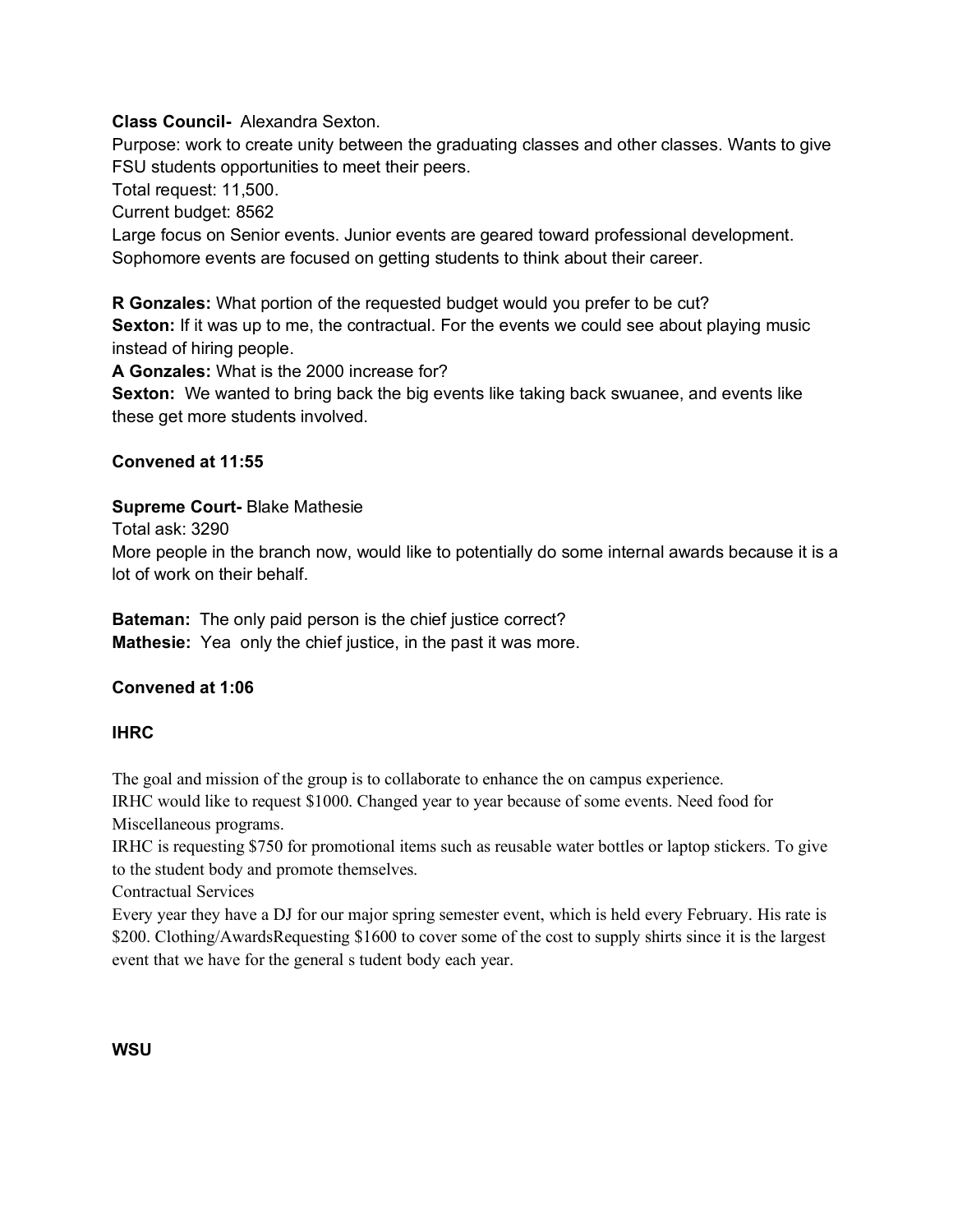**Class Council-** Alexandra Sexton.

Purpose: work to create unity between the graduating classes and other classes. Wants to give FSU students opportunities to meet their peers.

Total request: 11,500.

Current budget: 8562

Large focus on Senior events. Junior events are geared toward professional development. Sophomore events are focused on getting students to think about their career.

**R Gonzales:** What portion of the requested budget would you prefer to be cut?

**Sexton:** If it was up to me, the contractual. For the events we could see about playing music instead of hiring people.

**A Gonzales:** What is the 2000 increase for?

**Sexton:** We wanted to bring back the big events like taking back swuanee, and events like these get more students involved.

**Convened at 11:55**

**Supreme Court-** Blake Mathesie

Total ask: 3290

More people in the branch now, would like to potentially do some internal awards because it is a lot of work on their behalf.

**Bateman:** The only paid person is the chief justice correct?

**Mathesie:** Yea only the chief justice, in the past it was more.

**Convened at 1:06**

**IHRC**

The goal and mission of the group is to collaborate to enhance the on campus experience.

IRHC would like to request $1000. Changed year to year because of some events. Need food for Miscellaneous programs.

IRHC is requesting $750 for promotional items such as reusable water bottles or laptop stickers. To give to the student body and promote themselves.

Contractual Services

Every year they have a DJ for our major spring semester event, which is held every February. His rate is $200. Clothing/AwardsRequesting $1600 to cover some of the cost to supply shirts since it is the largest event that we have for the general s tudent body each year.

**WSU**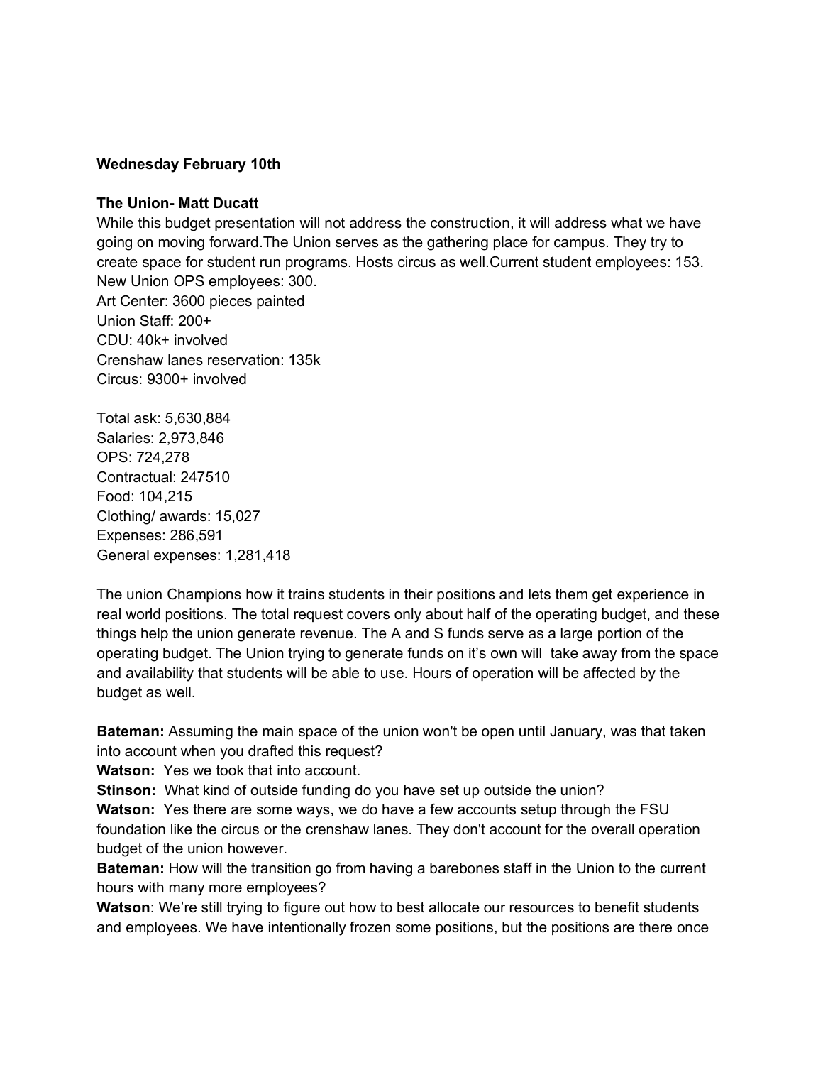**Wednesday February 10th**

**The Union- Matt Ducatt**

While this budget presentation will not address the construction, it will address what we have going on moving forward.The Union serves as the gathering place for campus. They try to create space for student run programs. Hosts circus as well.Current student employees: 153.
New Union OPS employees: 300.
Art Center: 3600 pieces painted
Union Staff: 200+
CDU: 40k+ involved
Crenshaw lanes reservation: 135k
Circus: 9300+ involved

Total ask: 5,630,884
Salaries: 2,973,846
OPS: 724,278
Contractual: 247510
Food: 104,215
Clothing/ awards: 15,027
Expenses: 286,591
General expenses: 1,281,418

The union Champions how it trains students in their positions and lets them get experience in real world positions. The total request covers only about half of the operating budget, and these things help the union generate revenue. The A and S funds serve as a large portion of the operating budget. The Union trying to generate funds on it's own will take away from the space and availability that students will be able to use. Hours of operation will be affected by the budget as well.

**Bateman:** Assuming the main space of the union won't be open until January, was that taken into account when you drafted this request?
**Watson:** Yes we took that into account.
**Stinson:** What kind of outside funding do you have set up outside the union?
**Watson:** Yes there are some ways, we do have a few accounts setup through the FSU foundation like the circus or the crenshaw lanes. They don't account for the overall operation budget of the union however.
**Bateman:** How will the transition go from having a barebones staff in the Union to the current hours with many more employees?
**Watson**: We're still trying to figure out how to best allocate our resources to benefit students and employees. We have intentionally frozen some positions, but the positions are there once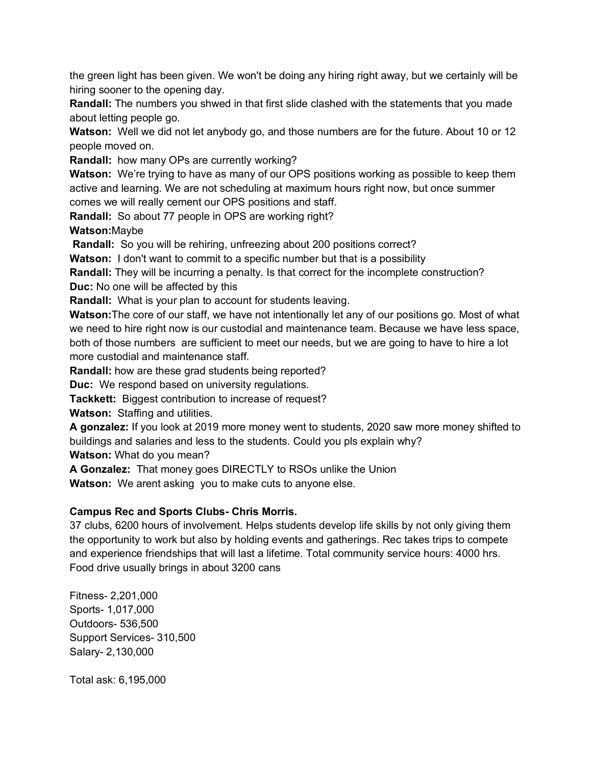the green light has been given. We won't be doing any hiring right away, but we certainly will be hiring sooner to the opening day.

**Randall:** The numbers you shwed in that first slide clashed with the statements that you made about letting people go.

**Watson:** Well we did not let anybody go, and those numbers are for the future. About 10 or 12 people moved on.

**Randall:** how many OPs are currently working?

**Watson:** We're trying to have as many of our OPS positions working as possible to keep them active and learning. We are not scheduling at maximum hours right now, but once summer comes we will really cement our OPS positions and staff.

**Randall:** So about 77 people in OPS are working right?

**Watson:**Maybe

**Randall:** So you will be rehiring, unfreezing about 200 positions correct?

**Watson:** I don't want to commit to a specific number but that is a possibility

**Randall:** They will be incurring a penalty. Is that correct for the incomplete construction?

**Duc:** No one will be affected by this

**Randall:** What is your plan to account for students leaving.

**Watson:**The core of our staff, we have not intentionally let any of our positions go. Most of what we need to hire right now is our custodial and maintenance team. Because we have less space, both of those numbers are sufficient to meet our needs, but we are going to have to hire a lot more custodial and maintenance staff.

**Randall:** how are these grad students being reported?

**Duc:** We respond based on university regulations.

**Tackkett:** Biggest contribution to increase of request?

**Watson:** Staffing and utilities.

**A gonzalez:** If you look at 2019 more money went to students, 2020 saw more money shifted to buildings and salaries and less to the students. Could you pls explain why?

**Watson:** What do you mean?

**A Gonzalez:** That money goes DIRECTLY to RSOs unlike the Union

**Watson:** We arent asking you to make cuts to anyone else.

**Campus Rec and Sports Clubs- Chris Morris.**

37 clubs, 6200 hours of involvement. Helps students develop life skills by not only giving them the opportunity to work but also by holding events and gatherings. Rec takes trips to compete and experience friendships that will last a lifetime. Total community service hours: 4000 hrs. Food drive usually brings in about 3200 cans

Fitness- 2,201,000
Sports- 1,017,000
Outdoors- 536,500
Support Services- 310,500
Salary- 2,130,000

Total ask: 6,195,000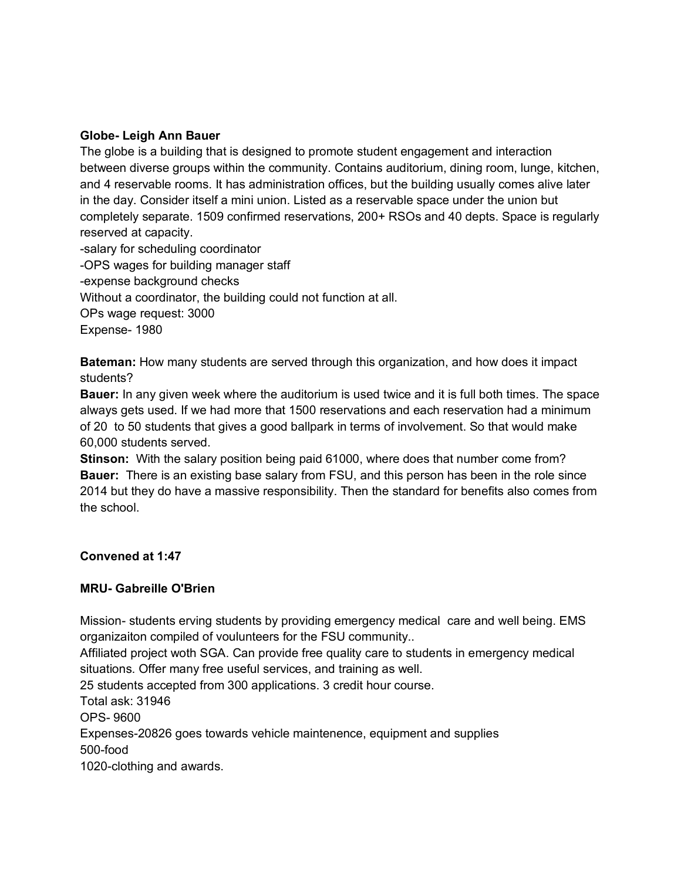**Globe- Leigh Ann Bauer**

The globe is a building that is designed to promote student engagement and interaction between diverse groups within the community. Contains auditorium, dining room, lunge, kitchen, and 4 reservable rooms. It has administration offices, but the building usually comes alive later in the day. Consider itself a mini union. Listed as a reservable space under the union but completely separate. 1509 confirmed reservations, 200+ RSOs and 40 depts. Space is regularly reserved at capacity.

-salary for scheduling coordinator

-OPS wages for building manager staff

-expense background checks

Without a coordinator, the building could not function at all.

OPs wage request: 3000

Expense- 1980

**Bateman:** How many students are served through this organization, and how does it impact students?

**Bauer:** In any given week where the auditorium is used twice and it is full both times. The space always gets used. If we had more that 1500 reservations and each reservation had a minimum of 20 to 50 students that gives a good ballpark in terms of involvement. So that would make 60,000 students served.

**Stinson:** With the salary position being paid 61000, where does that number come from?

**Bauer:** There is an existing base salary from FSU, and this person has been in the role since 2014 but they do have a massive responsibility. Then the standard for benefits also comes from the school.

**Convened at 1:47**

**MRU- Gabreille O'Brien**

Mission- students erving students by providing emergency medical care and well being. EMS organizaiton compiled of voulunteers for the FSU community..

Affiliated project woth SGA. Can provide free quality care to students in emergency medical situations. Offer many free useful services, and training as well.

25 students accepted from 300 applications. 3 credit hour course.

Total ask: 31946

OPS- 9600

Expenses-20826 goes towards vehicle maintenence, equipment and supplies

500-food

1020-clothing and awards.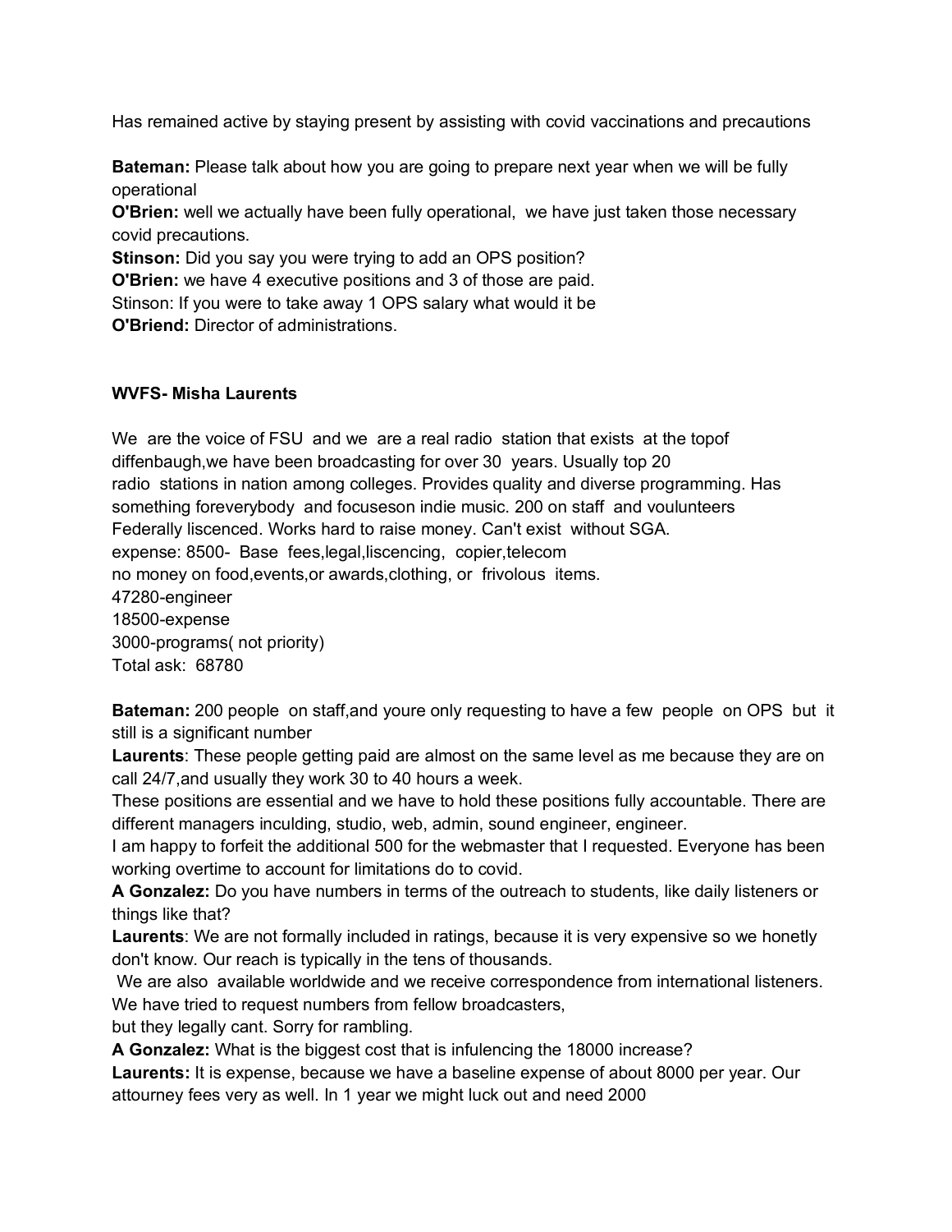Has remained active by staying present by assisting with covid vaccinations and precautions

**Bateman:** Please talk about how you are going to prepare next year when we will be fully operational
**O'Brien:** well we actually have been fully operational, we have just taken those necessary covid precautions.
**Stinson:** Did you say you were trying to add an OPS position?
**O'Brien:** we have 4 executive positions and 3 of those are paid.
Stinson: If you were to take away 1 OPS salary what would it be
**O'Briend:** Director of administrations.

**WVFS- Misha Laurents**

We are the voice of FSU and we are a real radio station that exists at the topof diffenbaugh,we have been broadcasting for over 30 years. Usually top 20 radio stations in nation among colleges. Provides quality and diverse programming. Has something foreverybody and focuseson indie music. 200 on staff and voulunteers Federally liscenced. Works hard to raise money. Can't exist without SGA.
expense: 8500- Base fees,legal,liscencing, copier,telecom
no money on food,events,or awards,clothing, or frivolous items.
47280-engineer
18500-expense
3000-programs( not priority)
Total ask: 68780

**Bateman:** 200 people on staff,and youre only requesting to have a few people on OPS but it still is a significant number
**Laurents**: These people getting paid are almost on the same level as me because they are on call 24/7,and usually they work 30 to 40 hours a week.
These positions are essential and we have to hold these positions fully accountable. There are different managers inculding, studio, web, admin, sound engineer, engineer.
I am happy to forfeit the additional 500 for the webmaster that I requested. Everyone has been working overtime to account for limitations do to covid.
**A Gonzalez:** Do you have numbers in terms of the outreach to students, like daily listeners or things like that?
**Laurents**: We are not formally included in ratings, because it is very expensive so we honetly don't know. Our reach is typically in the tens of thousands.
We are also available worldwide and we receive correspondence from international listeners. We have tried to request numbers from fellow broadcasters,
but they legally cant. Sorry for rambling.
**A Gonzalez:** What is the biggest cost that is infulencing the 18000 increase?
**Laurents:** It is expense, because we have a baseline expense of about 8000 per year. Our attourney fees very as well. In 1 year we might luck out and need 2000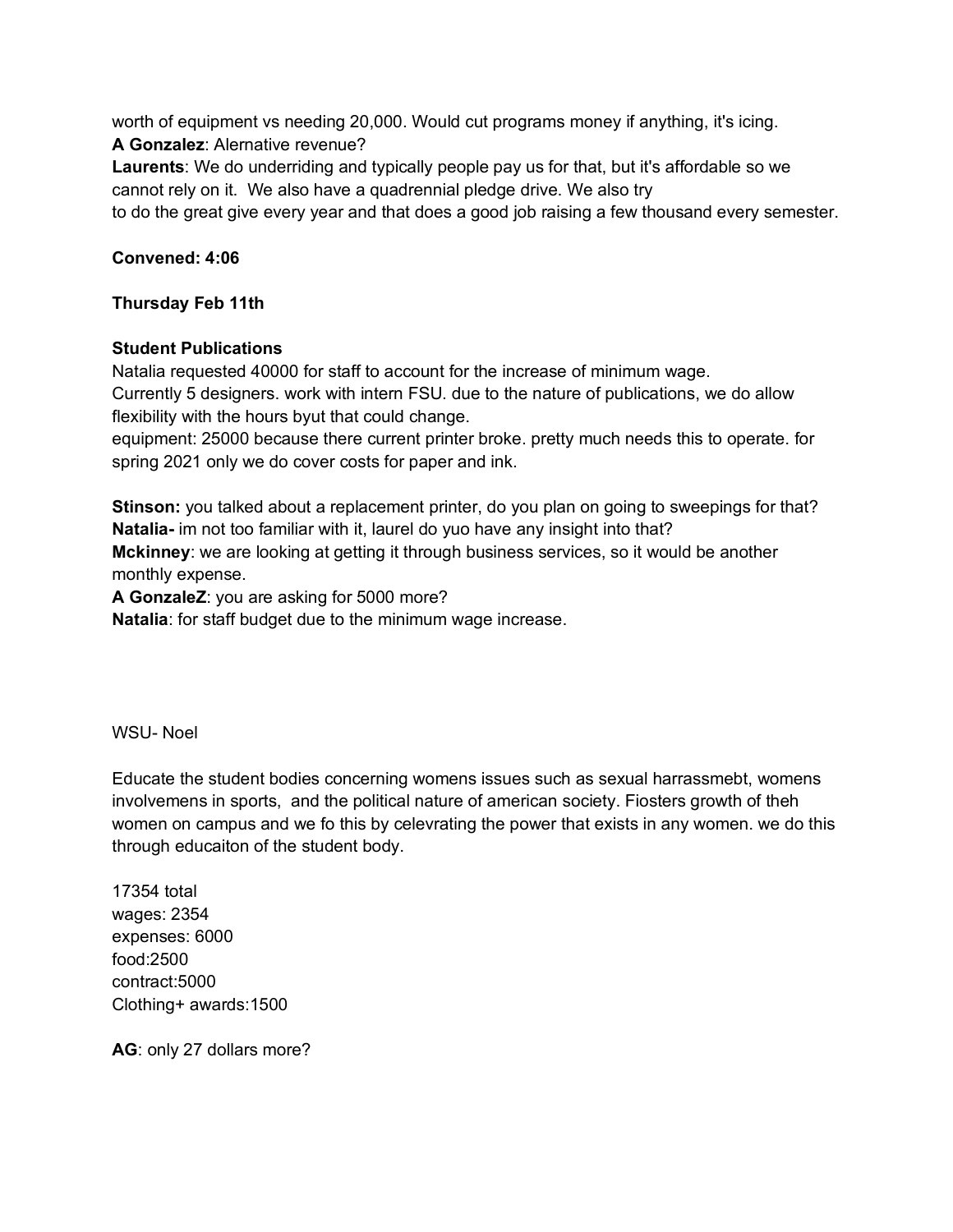worth of equipment vs needing 20,000. Would cut programs money if anything, it's icing.
**A Gonzalez**: Alernative revenue?
**Laurents**: We do underriding and typically people pay us for that, but it's affordable so we cannot rely on it. We also have a quadrennial pledge drive. We also try
to do the great give every year and that does a good job raising a few thousand every semester.

**Convened: 4:06**

**Thursday Feb 11th**

**Student Publications**
Natalia requested 40000 for staff to account for the increase of minimum wage.
Currently 5 designers. work with intern FSU. due to the nature of publications, we do allow flexibility with the hours byut that could change.
equipment: 25000 because there current printer broke. pretty much needs this to operate. for spring 2021 only we do cover costs for paper and ink.

**Stinson:** you talked about a replacement printer, do you plan on going to sweepings for that?
**Natalia-** im not too familiar with it, laurel do yuo have any insight into that?
**Mckinney**: we are looking at getting it through business services, so it would be another monthly expense.
**A GonzaleZ**: you are asking for 5000 more?
**Natalia**: for staff budget due to the minimum wage increase.

WSU- Noel

Educate the student bodies concerning womens issues such as sexual harrassmebt, womens involvemens in sports, and the political nature of american society. Fiosters growth of theh women on campus and we fo this by celevrating the power that exists in any women. we do this through educaiton of the student body.

17354 total
wages: 2354
expenses: 6000
food:2500
contract:5000
Clothing+ awards:1500

**AG**: only 27 dollars more?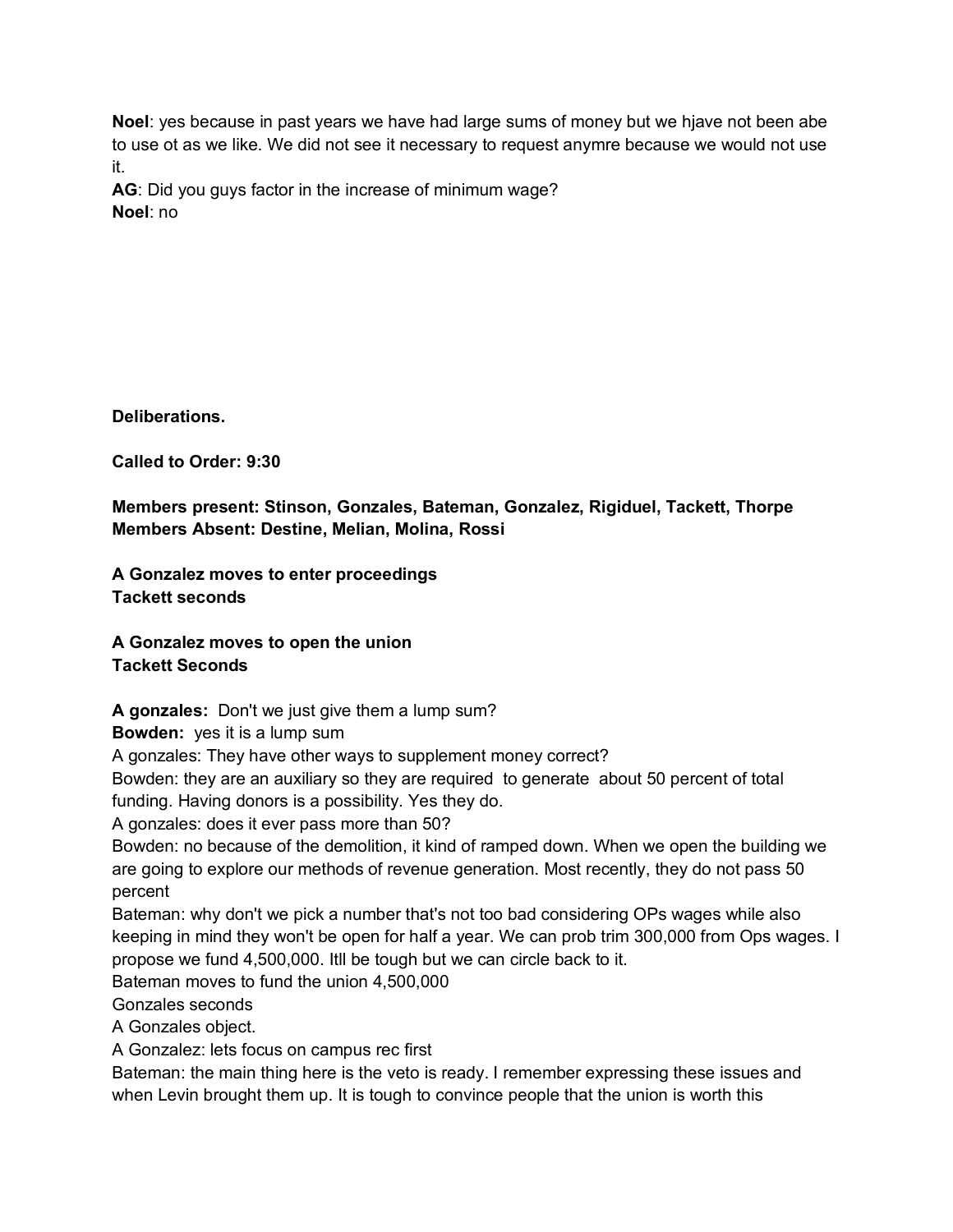**Noel**: yes because in past years we have had large sums of money but we hjave not been abe to use ot as we like. We did not see it necessary to request anymre because we would not use it.
**AG**: Did you guys factor in the increase of minimum wage?
**Noel**: no

**Deliberations.**

**Called to Order: 9:30**

**Members present: Stinson, Gonzales, Bateman, Gonzalez, Rigiduel, Tackett, Thorpe**
**Members Absent: Destine, Melian, Molina, Rossi**

**A Gonzalez moves to enter proceedings**
**Tackett seconds**

**A Gonzalez moves to open the union**
**Tackett Seconds**

**A gonzales:** Don't we just give them a lump sum?
**Bowden:** yes it is a lump sum
A gonzales: They have other ways to supplement money correct?
Bowden: they are an auxiliary so they are required to generate about 50 percent of total funding. Having donors is a possibility. Yes they do.
A gonzales: does it ever pass more than 50?
Bowden: no because of the demolition, it kind of ramped down. When we open the building we are going to explore our methods of revenue generation. Most recently, they do not pass 50 percent
Bateman: why don't we pick a number that's not too bad considering OPs wages while also keeping in mind they won't be open for half a year. We can prob trim 300,000 from Ops wages. I propose we fund 4,500,000. Itll be tough but we can circle back to it.
Bateman moves to fund the union 4,500,000
Gonzales seconds
A Gonzales object.
A Gonzalez: lets focus on campus rec first
Bateman: the main thing here is the veto is ready. I remember expressing these issues and when Levin brought them up. It is tough to convince people that the union is worth this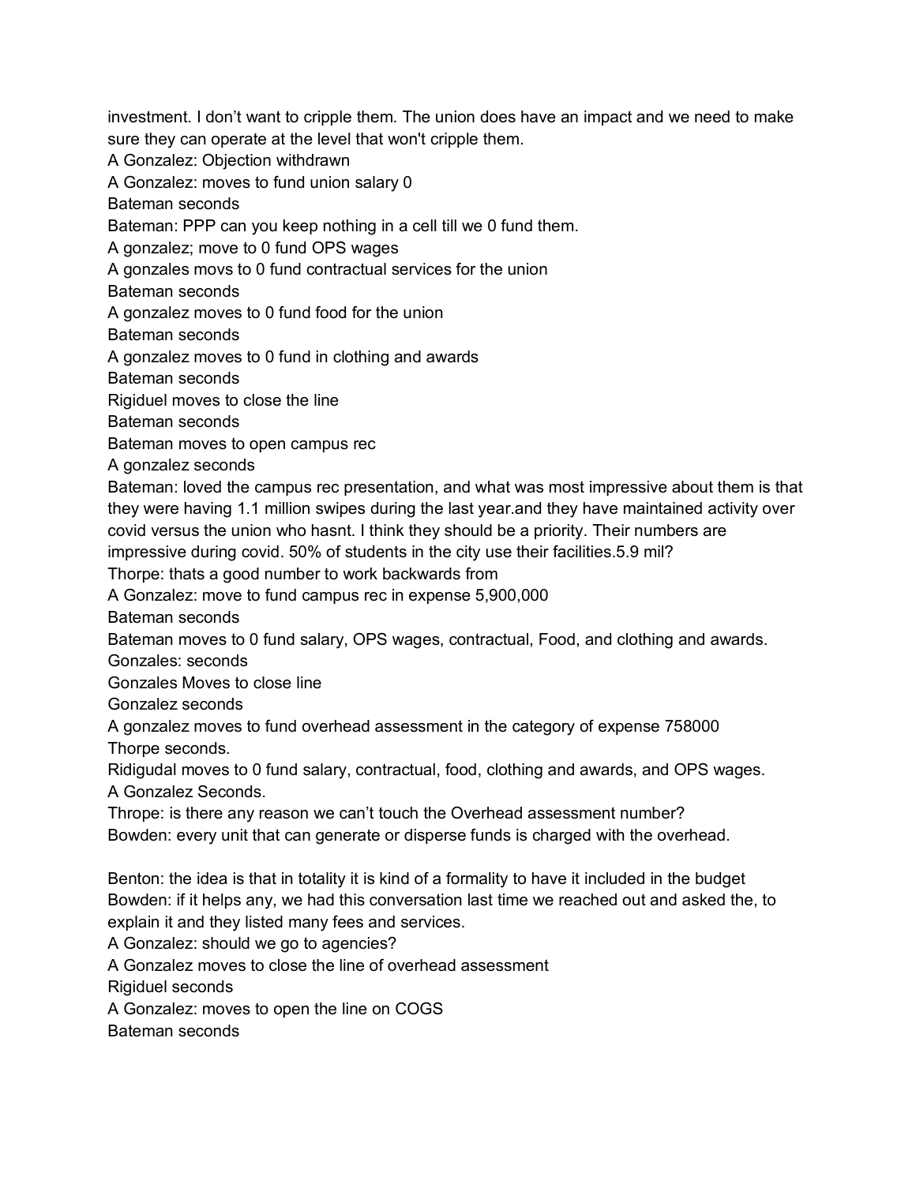investment. I don’t want to cripple them. The union does have an impact and we need to make sure they can operate at the level that won't cripple them.

A Gonzalez: Objection withdrawn

A Gonzalez: moves to fund union salary 0

Bateman seconds

Bateman: PPP can you keep nothing in a cell till we 0 fund them.

A gonzalez; move to 0 fund OPS wages

A gonzales movs to 0 fund contractual services for the union

Bateman seconds

A gonzalez moves to 0 fund food for the union

Bateman seconds

A gonzalez moves to 0 fund in clothing and awards

Bateman seconds

Rigiduel moves to close the line

Bateman seconds

Bateman moves to open campus rec

A gonzalez seconds

Bateman: loved the campus rec presentation, and what was most impressive about them is that they were having 1.1 million swipes during the last year.and they have maintained activity over covid versus the union who hasnt. I think they should be a priority. Their numbers are impressive during covid. 50% of students in the city use their facilities.5.9 mil?

Thorpe: thats a good number to work backwards from

A Gonzalez: move to fund campus rec in expense 5,900,000

Bateman seconds

Bateman moves to 0 fund salary, OPS wages, contractual, Food, and clothing and awards.

Gonzales: seconds

Gonzales Moves to close line

Gonzalez seconds

A gonzalez moves to fund overhead assessment in the category of expense 758000

Thorpe seconds.

Ridigudal moves to 0 fund salary, contractual, food, clothing and awards, and OPS wages.

A Gonzalez Seconds.

Thrope: is there any reason we can’t touch the Overhead assessment number?

Bowden: every unit that can generate or disperse funds is charged with the overhead.

Benton: the idea is that in totality it is kind of a formality to have it included in the budget

Bowden: if it helps any, we had this conversation last time we reached out and asked the, to explain it and they listed many fees and services.

A Gonzalez: should we go to agencies?

A Gonzalez moves to close the line of overhead assessment

Rigiduel seconds

A Gonzalez: moves to open the line on COGS

Bateman seconds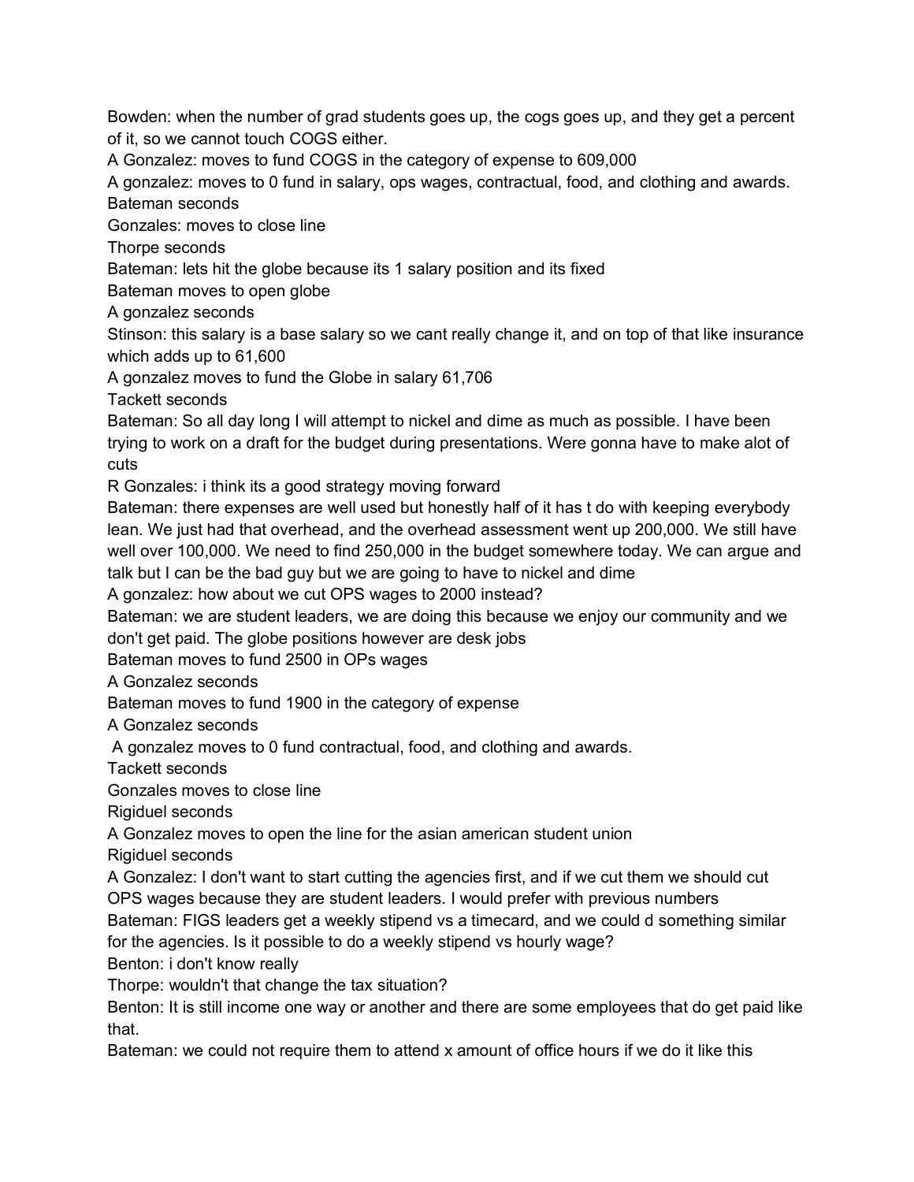Bowden: when the number of grad students goes up, the cogs goes up, and they get a percent of it, so we cannot touch COGS either.

A Gonzalez: moves to fund COGS in the category of expense to 609,000

A gonzalez: moves to 0 fund in salary, ops wages, contractual, food, and clothing and awards.

Bateman seconds

Gonzales: moves to close line

Thorpe seconds

Bateman: lets hit the globe because its 1 salary position and its fixed

Bateman moves to open globe

A gonzalez seconds

Stinson: this salary is a base salary so we cant really change it, and on top of that like insurance which adds up to 61,600

A gonzalez moves to fund the Globe in salary 61,706

Tackett seconds

Bateman: So all day long I will attempt to nickel and dime as much as possible. I have been trying to work on a draft for the budget during presentations. Were gonna have to make alot of cuts

R Gonzales: i think its a good strategy moving forward

Bateman: there expenses are well used but honestly half of it has t do with keeping everybody lean. We just had that overhead, and the overhead assessment went up 200,000. We still have well over 100,000. We need to find 250,000 in the budget somewhere today. We can argue and talk but I can be the bad guy but we are going to have to nickel and dime

A gonzalez: how about we cut OPS wages to 2000 instead?

Bateman: we are student leaders, we are doing this because we enjoy our community and we don't get paid. The globe positions however are desk jobs

Bateman moves to fund 2500 in OPs wages

A Gonzalez seconds

Bateman moves to fund 1900 in the category of expense

A Gonzalez seconds

A gonzalez moves to 0 fund contractual, food, and clothing and awards.

Tackett seconds

Gonzales moves to close line

Rigiduel seconds

A Gonzalez moves to open the line for the asian american student union

Rigiduel seconds

A Gonzalez: I don't want to start cutting the agencies first, and if we cut them we should cut OPS wages because they are student leaders. I would prefer with previous numbers

Bateman: FIGS leaders get a weekly stipend vs a timecard, and we could d something similar for the agencies. Is it possible to do a weekly stipend vs hourly wage?

Benton: i don't know really

Thorpe: wouldn't that change the tax situation?

Benton: It is still income one way or another and there are some employees that do get paid like that.

Bateman: we could not require them to attend x amount of office hours if we do it like this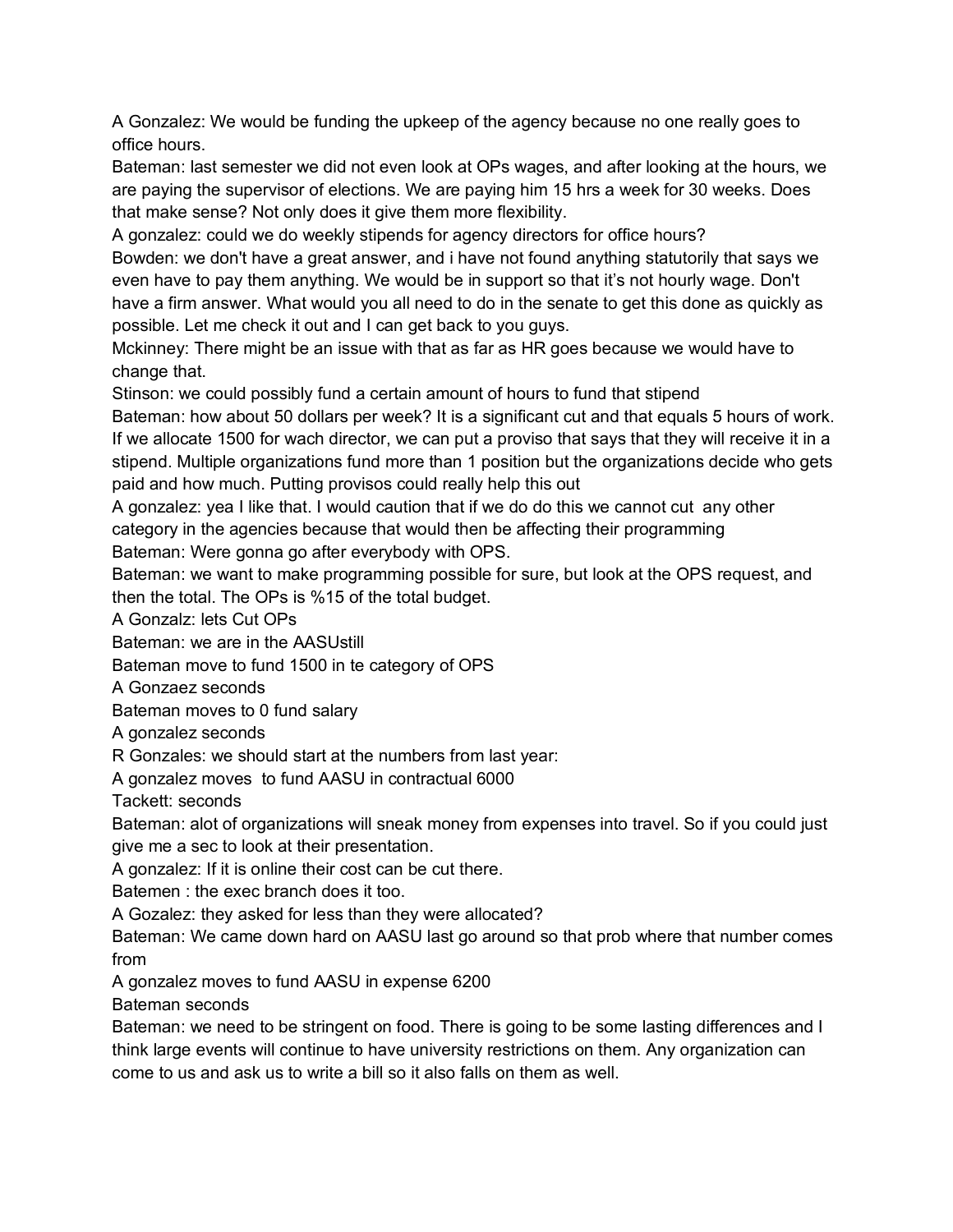A Gonzalez: We would be funding the upkeep of the agency because no one really goes to office hours.

Bateman: last semester we did not even look at OPs wages, and after looking at the hours, we are paying the supervisor of elections. We are paying him 15 hrs a week for 30 weeks. Does that make sense? Not only does it give them more flexibility.

A gonzalez: could we do weekly stipends for agency directors for office hours?

Bowden: we don't have a great answer, and i have not found anything statutorily that says we even have to pay them anything. We would be in support so that it's not hourly wage. Don't have a firm answer. What would you all need to do in the senate to get this done as quickly as possible. Let me check it out and I can get back to you guys.

Mckinney: There might be an issue with that as far as HR goes because we would have to change that.

Stinson: we could possibly fund a certain amount of hours to fund that stipend

Bateman: how about 50 dollars per week? It is a significant cut and that equals 5 hours of work. If we allocate 1500 for wach director, we can put a proviso that says that they will receive it in a stipend. Multiple organizations fund more than 1 position but the organizations decide who gets paid and how much. Putting provisos could really help this out

A gonzalez: yea I like that. I would caution that if we do do this we cannot cut any other category in the agencies because that would then be affecting their programming

Bateman: Were gonna go after everybody with OPS.

Bateman: we want to make programming possible for sure, but look at the OPS request, and then the total. The OPs is %15 of the total budget.

A Gonzalz: lets Cut OPs

Bateman: we are in the AASUstill

Bateman move to fund 1500 in te category of OPS

A Gonzaez seconds

Bateman moves to 0 fund salary

A gonzalez seconds

R Gonzales: we should start at the numbers from last year:

A gonzalez moves to fund AASU in contractual 6000

Tackett: seconds

Bateman: alot of organizations will sneak money from expenses into travel. So if you could just give me a sec to look at their presentation.

A gonzalez: If it is online their cost can be cut there.

Batemen : the exec branch does it too.

A Gozalez: they asked for less than they were allocated?

Bateman: We came down hard on AASU last go around so that prob where that number comes from

A gonzalez moves to fund AASU in expense 6200

Bateman seconds

Bateman: we need to be stringent on food. There is going to be some lasting differences and I think large events will continue to have university restrictions on them. Any organization can come to us and ask us to write a bill so it also falls on them as well.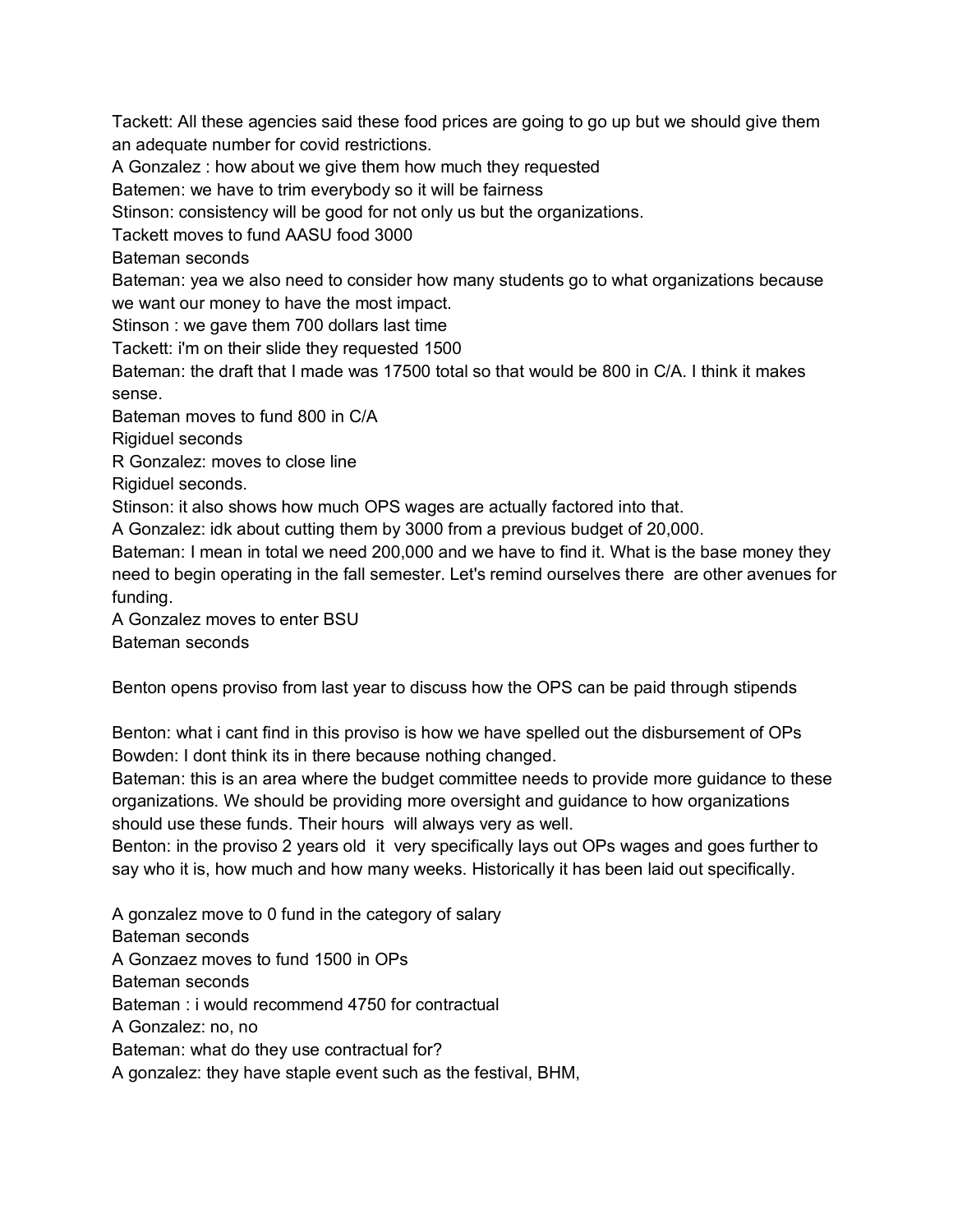Tackett: All these agencies said these food prices are going to go up but we should give them an adequate number for covid restrictions.

A Gonzalez : how about we give them how much they requested

Batemen: we have to trim everybody so it will be fairness

Stinson: consistency will be good for not only us but the organizations.

Tackett moves to fund AASU food 3000

Bateman seconds

Bateman: yea we also need to consider how many students go to what organizations because we want our money to have the most impact.

Stinson : we gave them 700 dollars last time

Tackett: i'm on their slide they requested 1500

Bateman: the draft that I made was 17500 total so that would be 800 in C/A. I think it makes sense.

Bateman moves to fund 800 in C/A

Rigiduel seconds

R Gonzalez: moves to close line

Rigiduel seconds.

Stinson: it also shows how much OPS wages are actually factored into that.

A Gonzalez: idk about cutting them by 3000 from a previous budget of 20,000.

Bateman: I mean in total we need 200,000 and we have to find it. What is the base money they need to begin operating in the fall semester. Let's remind ourselves there are other avenues for funding.

A Gonzalez moves to enter BSU

Bateman seconds

Benton opens proviso from last year to discuss how the OPS can be paid through stipends

Benton: what i cant find in this proviso is how we have spelled out the disbursement of OPs

Bowden: I dont think its in there because nothing changed.

Bateman: this is an area where the budget committee needs to provide more guidance to these organizations. We should be providing more oversight and guidance to how organizations should use these funds. Their hours will always very as well.

Benton: in the proviso 2 years old it very specifically lays out OPs wages and goes further to say who it is, how much and how many weeks. Historically it has been laid out specifically.

A gonzalez move to 0 fund in the category of salary

Bateman seconds

A Gonzaez moves to fund 1500 in OPs

Bateman seconds

Bateman : i would recommend 4750 for contractual

A Gonzalez: no, no

Bateman: what do they use contractual for?

A gonzalez: they have staple event such as the festival, BHM,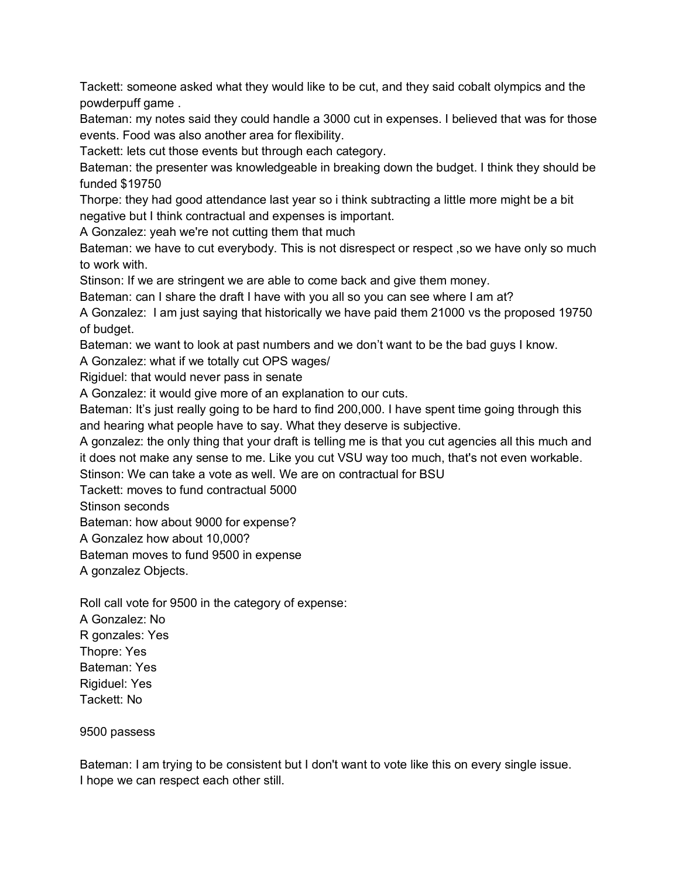Tackett: someone asked what they would like to be cut, and they said cobalt olympics and the powderpuff game .

Bateman: my notes said they could handle a 3000 cut in expenses. I believed that was for those events. Food was also another area for flexibility.

Tackett: lets cut those events but through each category.

Bateman: the presenter was knowledgeable in breaking down the budget. I think they should be funded $19750

Thorpe: they had good attendance last year so i think subtracting a little more might be a bit negative but I think contractual and expenses is important.

A Gonzalez: yeah we're not cutting them that much

Bateman: we have to cut everybody. This is not disrespect or respect ,so we have only so much to work with.

Stinson: If we are stringent we are able to come back and give them money.

Bateman: can I share the draft I have with you all so you can see where I am at?

A Gonzalez: I am just saying that historically we have paid them 21000 vs the proposed 19750 of budget.

Bateman: we want to look at past numbers and we don't want to be the bad guys I know.

A Gonzalez: what if we totally cut OPS wages/

Rigiduel: that would never pass in senate

A Gonzalez: it would give more of an explanation to our cuts.

Bateman: It's just really going to be hard to find 200,000. I have spent time going through this and hearing what people have to say. What they deserve is subjective.

A gonzalez: the only thing that your draft is telling me is that you cut agencies all this much and it does not make any sense to me. Like you cut VSU way too much, that's not even workable.

Stinson: We can take a vote as well. We are on contractual for BSU

Tackett: moves to fund contractual 5000

Stinson seconds

Bateman: how about 9000 for expense?

A Gonzalez how about 10,000?

Bateman moves to fund 9500 in expense

A gonzalez Objects.

Roll call vote for 9500 in the category of expense:

A Gonzalez: No
R gonzales: Yes
Thopre: Yes
Bateman: Yes
Rigiduel: Yes
Tackett: No

9500 passess

Bateman: I am trying to be consistent but I don't want to vote like this on every single issue.
I hope we can respect each other still.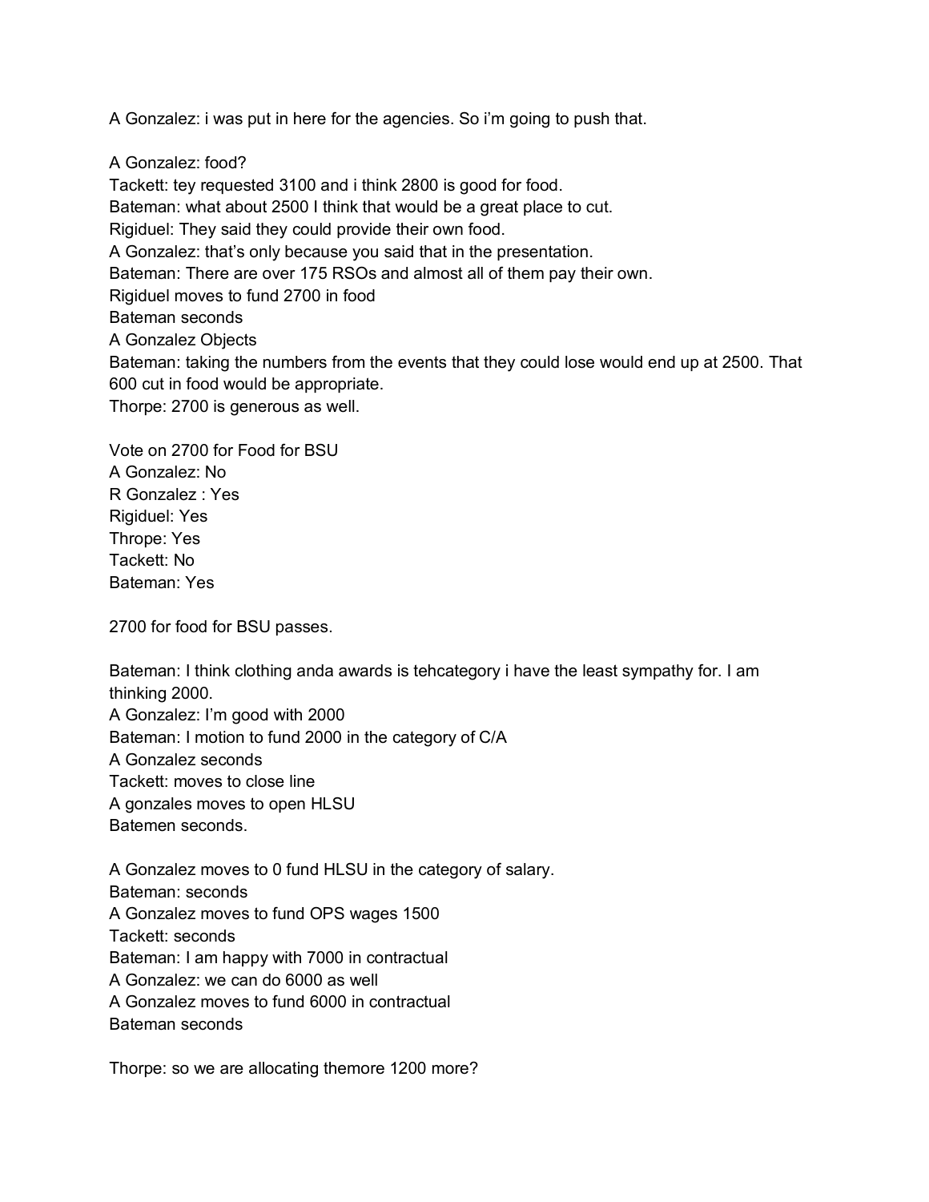A Gonzalez: i was put in here for the agencies. So i'm going to push that.

A Gonzalez: food?  
Tackett: tey requested 3100 and i think 2800 is good for food.  
Bateman: what about 2500 I think that would be a great place to cut.  
Rigiduel: They said they could provide their own food.  
A Gonzalez: that's only because you said that in the presentation.  
Bateman: There are over 175 RSOs and almost all of them pay their own.  
Rigiduel moves to fund 2700 in food  
Bateman seconds  
A Gonzalez Objects  
Bateman: taking the numbers from the events that they could lose would end up at 2500. That 600 cut in food would be appropriate.  
Thorpe: 2700 is generous as well.

Vote on 2700 for Food for BSU  
A Gonzalez: No  
R Gonzalez : Yes  
Rigiduel: Yes  
Thrope: Yes  
Tackett: No  
Bateman: Yes

2700 for food for BSU passes.

Bateman: I think clothing anda awards is tehcategory i have the least sympathy for. I am thinking 2000.  
A Gonzalez: I'm good with 2000  
Bateman: I motion to fund 2000 in the category of C/A  
A Gonzalez seconds  
Tackett: moves to close line  
A gonzales moves to open HLSU  
Batemen seconds.

A Gonzalez moves to 0 fund HLSU in the category of salary.  
Bateman: seconds  
A Gonzalez moves to fund OPS wages 1500  
Tackett: seconds  
Bateman: I am happy with 7000 in contractual  
A Gonzalez: we can do 6000 as well  
A Gonzalez moves to fund 6000 in contractual  
Bateman seconds

Thorpe: so we are allocating themore 1200 more?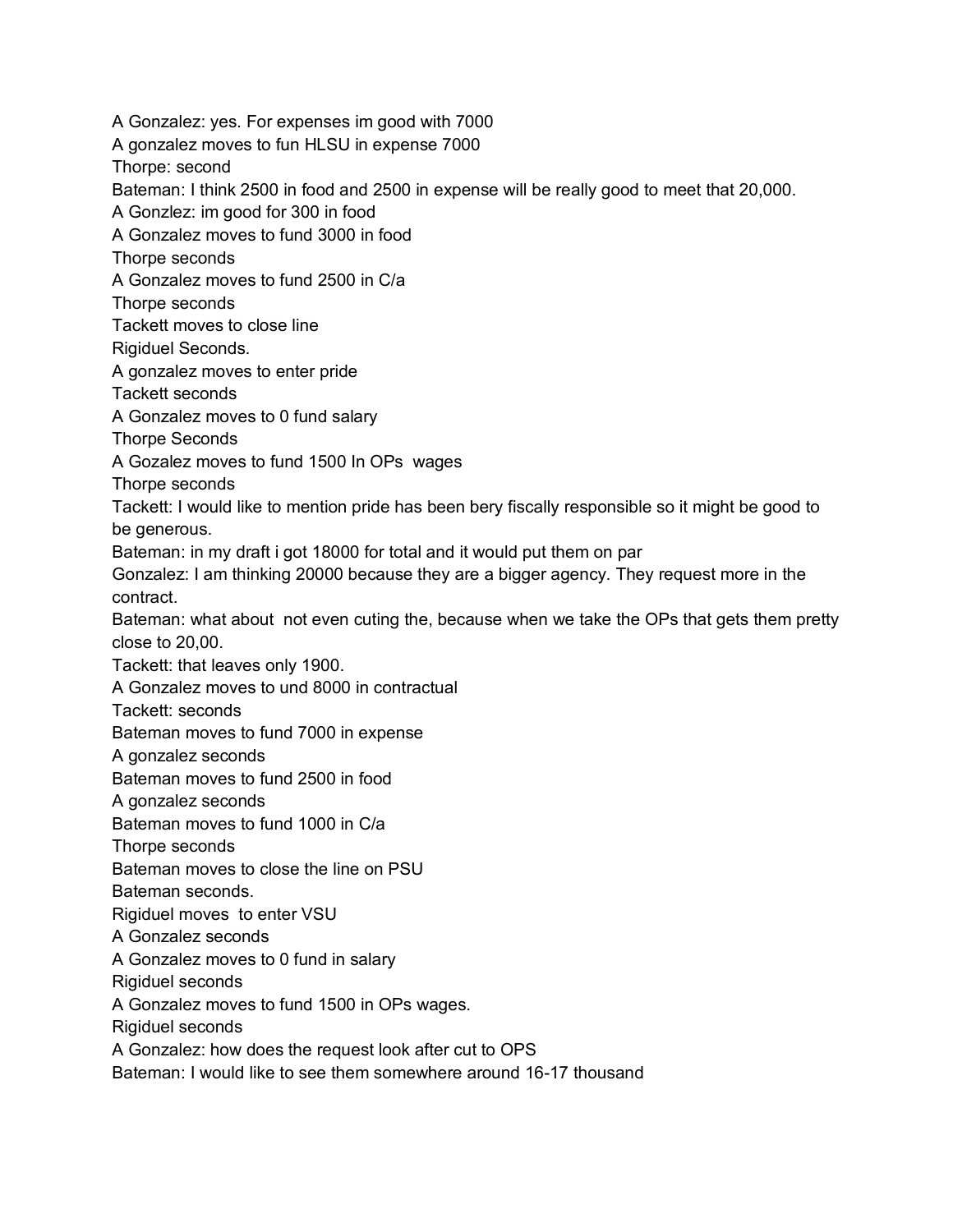A Gonzalez: yes. For expenses im good with 7000

A gonzalez moves to fun HLSU in expense 7000

Thorpe: second

Bateman: I think 2500 in food and 2500 in expense will be really good to meet that 20,000.

A Gonzlez: im good for 300 in food

A Gonzalez moves to fund 3000 in food

Thorpe seconds

A Gonzalez moves to fund 2500 in C/a

Thorpe seconds

Tackett moves to close line

Rigiduel Seconds.

A gonzalez moves to enter pride

Tackett seconds

A Gonzalez moves to 0 fund salary

Thorpe Seconds

A Gozalez moves to fund 1500 In OPs  wages

Thorpe seconds

Tackett: I would like to mention pride has been bery fiscally responsible so it might be good to be generous.

Bateman: in my draft i got 18000 for total and it would put them on par

Gonzalez: I am thinking 20000 because they are a bigger agency. They request more in the contract.

Bateman: what about  not even cuting the, because when we take the OPs that gets them pretty close to 20,00.

Tackett: that leaves only 1900.

A Gonzalez moves to und 8000 in contractual

Tackett: seconds

Bateman moves to fund 7000 in expense

A gonzalez seconds

Bateman moves to fund 2500 in food

A gonzalez seconds

Bateman moves to fund 1000 in C/a

Thorpe seconds

Bateman moves to close the line on PSU

Bateman seconds.

Rigiduel moves  to enter VSU

A Gonzalez seconds

A Gonzalez moves to 0 fund in salary

Rigiduel seconds

A Gonzalez moves to fund 1500 in OPs wages.

Rigiduel seconds

A Gonzalez: how does the request look after cut to OPS

Bateman: I would like to see them somewhere around 16-17 thousand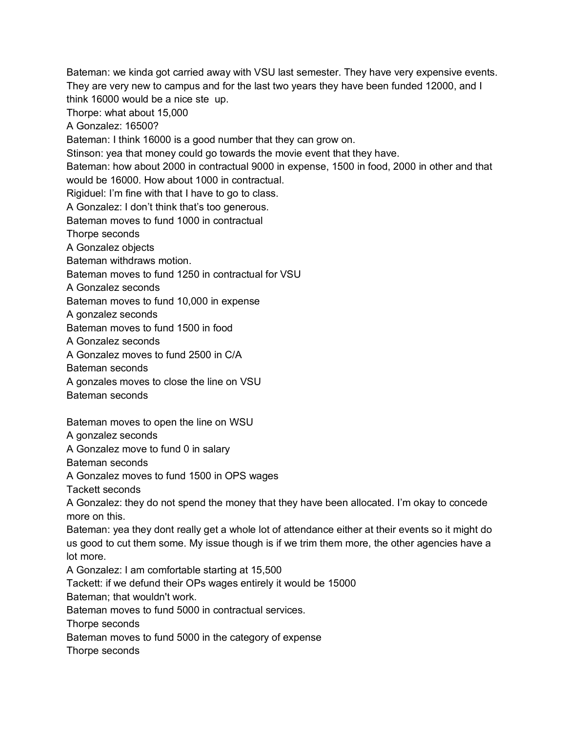Bateman: we kinda got carried away with VSU last semester. They have very expensive events. They are very new to campus and for the last two years they have been funded 12000, and I think 16000 would be a nice ste up.

Thorpe: what about 15,000

A Gonzalez: 16500?

Bateman: I think 16000 is a good number that they can grow on.

Stinson: yea that money could go towards the movie event that they have.

Bateman: how about 2000 in contractual 9000 in expense, 1500 in food, 2000 in other and that would be 16000. How about 1000 in contractual.

Rigiduel: I'm fine with that I have to go to class.

A Gonzalez: I don't think that's too generous.

Bateman moves to fund 1000 in contractual

Thorpe seconds

A Gonzalez objects

Bateman withdraws motion.

Bateman moves to fund 1250 in contractual for VSU

A Gonzalez seconds

Bateman moves to fund 10,000 in expense

A gonzalez seconds

Bateman moves to fund 1500 in food

A Gonzalez seconds

A Gonzalez moves to fund 2500 in C/A

Bateman seconds

A gonzales moves to close the line on VSU

Bateman seconds

Bateman moves to open the line on WSU

A gonzalez seconds

A Gonzalez move to fund 0 in salary

Bateman seconds

A Gonzalez moves to fund 1500 in OPS wages

Tackett seconds

A Gonzalez: they do not spend the money that they have been allocated. I'm okay to concede more on this.

Bateman: yea they dont really get a whole lot of attendance either at their events so it might do us good to cut them some. My issue though is if we trim them more, the other agencies have a lot more.

A Gonzalez: I am comfortable starting at 15,500

Tackett: if we defund their OPs wages entirely it would be 15000

Bateman; that wouldn't work.

Bateman moves to fund 5000 in contractual services.

Thorpe seconds

Bateman moves to fund 5000 in the category of expense

Thorpe seconds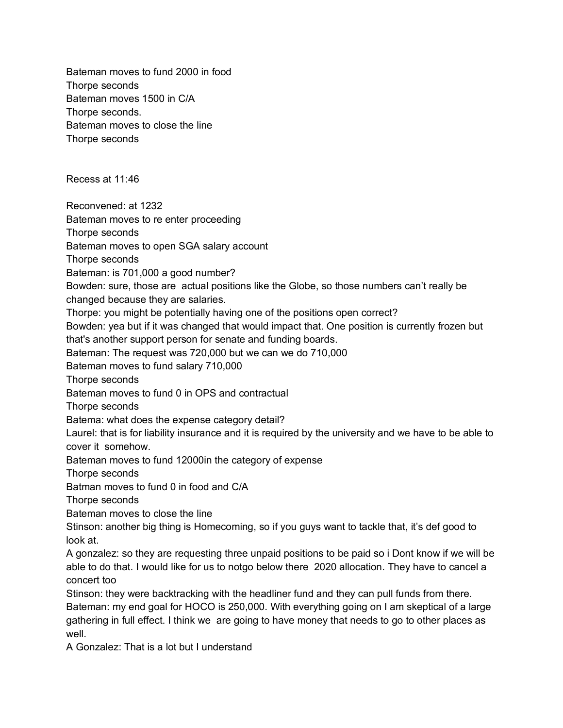Bateman moves to fund 2000 in food
Thorpe seconds
Bateman moves 1500 in C/A
Thorpe seconds.
Bateman moves to close the line
Thorpe seconds

Recess at 11:46

Reconvened: at 1232
Bateman moves to re enter proceeding
Thorpe seconds
Bateman moves to open SGA salary account
Thorpe seconds
Bateman: is 701,000 a good number?
Bowden: sure, those are actual positions like the Globe, so those numbers can't really be changed because they are salaries.
Thorpe: you might be potentially having one of the positions open correct?
Bowden: yea but if it was changed that would impact that. One position is currently frozen but that's another support person for senate and funding boards.
Bateman: The request was 720,000 but we can we do 710,000
Bateman moves to fund salary 710,000
Thorpe seconds
Bateman moves to fund 0 in OPS and contractual
Thorpe seconds
Batema: what does the expense category detail?
Laurel: that is for liability insurance and it is required by the university and we have to be able to cover it somehow.
Bateman moves to fund 12000in the category of expense
Thorpe seconds
Batman moves to fund 0 in food and C/A
Thorpe seconds
Bateman moves to close the line
Stinson: another big thing is Homecoming, so if you guys want to tackle that, it's def good to look at.
A gonzalez: so they are requesting three unpaid positions to be paid so i Dont know if we will be able to do that. I would like for us to notgo below there 2020 allocation. They have to cancel a concert too
Stinson: they were backtracking with the headliner fund and they can pull funds from there.
Bateman: my end goal for HOCO is 250,000. With everything going on I am skeptical of a large gathering in full effect. I think we are going to have money that needs to go to other places as well.
A Gonzalez: That is a lot but I understand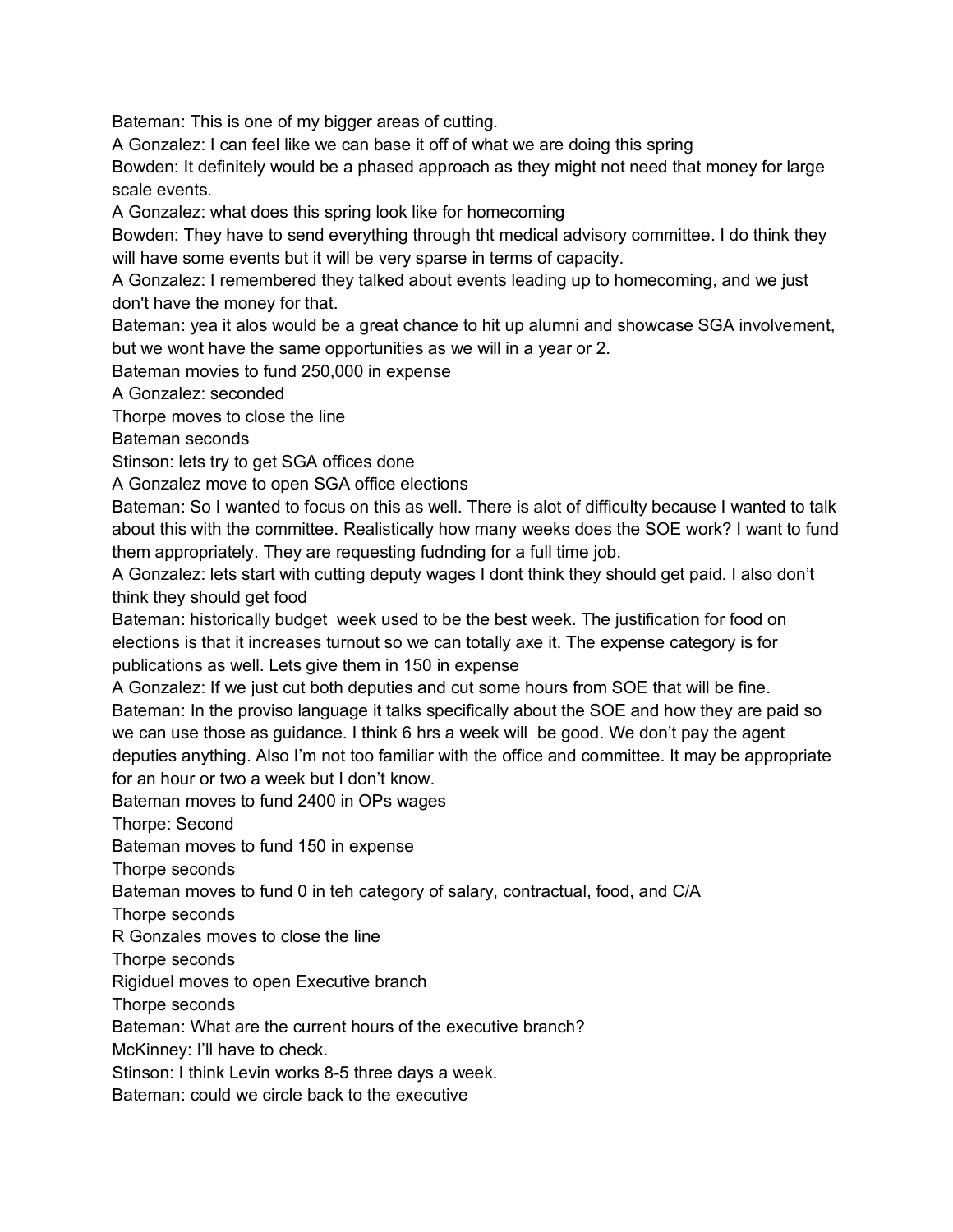Bateman: This is one of my bigger areas of cutting.

A Gonzalez: I can feel like we can base it off of what we are doing this spring

Bowden: It definitely would be a phased approach as they might not need that money for large scale events.

A Gonzalez: what does this spring look like for homecoming

Bowden: They have to send everything through tht medical advisory committee. I do think they will have some events but it will be very sparse in terms of capacity.

A Gonzalez: I remembered they talked about events leading up to homecoming, and we just don't have the money for that.

Bateman: yea it alos would be a great chance to hit up alumni and showcase SGA involvement, but we wont have the same opportunities as we will in a year or 2.

Bateman movies to fund 250,000 in expense

A Gonzalez: seconded

Thorpe moves to close the line

Bateman seconds

Stinson: lets try to get SGA offices done

A Gonzalez move to open SGA office elections

Bateman: So I wanted to focus on this as well. There is alot of difficulty because I wanted to talk about this with the committee. Realistically how many weeks does the SOE work? I want to fund them appropriately. They are requesting fudnding for a full time job.

A Gonzalez: lets start with cutting deputy wages I dont think they should get paid. I also don't think they should get food

Bateman: historically budget week used to be the best week. The justification for food on elections is that it increases turnout so we can totally axe it. The expense category is for publications as well. Lets give them in 150 in expense

A Gonzalez: If we just cut both deputies and cut some hours from SOE that will be fine.

Bateman: In the proviso language it talks specifically about the SOE and how they are paid so we can use those as guidance. I think 6 hrs a week will be good. We don't pay the agent deputies anything. Also I'm not too familiar with the office and committee. It may be appropriate for an hour or two a week but I don't know.

Bateman moves to fund 2400 in OPs wages

Thorpe: Second

Bateman moves to fund 150 in expense

Thorpe seconds

Bateman moves to fund 0 in teh category of salary, contractual, food, and C/A

Thorpe seconds

R Gonzales moves to close the line

Thorpe seconds

Rigiduel moves to open Executive branch

Thorpe seconds

Bateman: What are the current hours of the executive branch?

McKinney: I'll have to check.

Stinson: I think Levin works 8-5 three days a week.

Bateman: could we circle back to the executive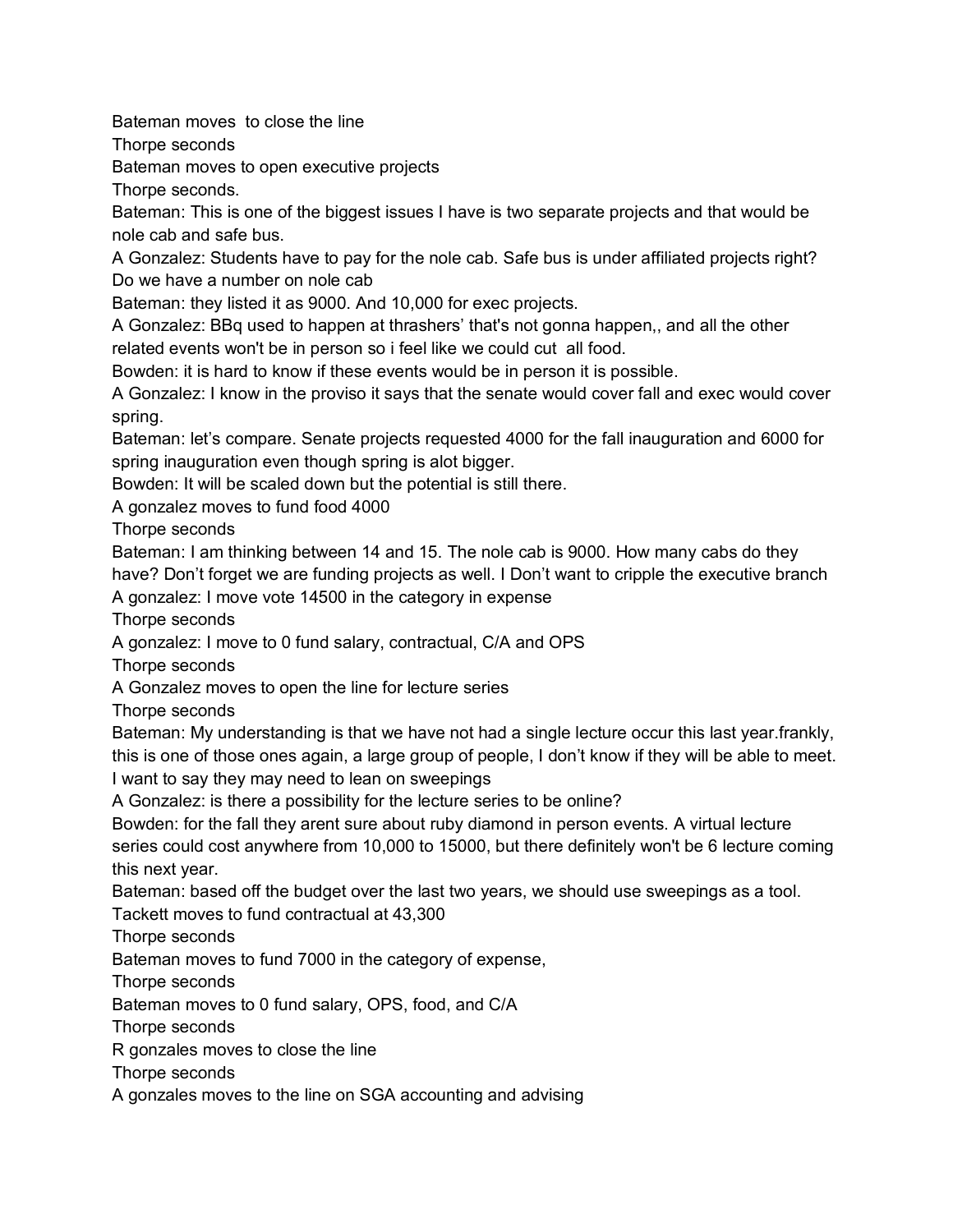Bateman moves  to close the line
Thorpe seconds
Bateman moves to open executive projects
Thorpe seconds.
Bateman: This is one of the biggest issues I have is two separate projects and that would be nole cab and safe bus.
A Gonzalez: Students have to pay for the nole cab. Safe bus is under affiliated projects right? Do we have a number on nole cab
Bateman: they listed it as 9000. And 10,000 for exec projects.
A Gonzalez: BBq used to happen at thrashers' that's not gonna happen,, and all the other related events won't be in person so i feel like we could cut  all food.
Bowden: it is hard to know if these events would be in person it is possible.
A Gonzalez: I know in the proviso it says that the senate would cover fall and exec would cover spring.
Bateman: let's compare. Senate projects requested 4000 for the fall inauguration and 6000 for spring inauguration even though spring is alot bigger.
Bowden: It will be scaled down but the potential is still there.
A gonzalez moves to fund food 4000
Thorpe seconds
Bateman: I am thinking between 14 and 15. The nole cab is 9000. How many cabs do they have? Don't forget we are funding projects as well. I Don't want to cripple the executive branch
A gonzalez: I move vote 14500 in the category in expense
Thorpe seconds
A gonzalez: I move to 0 fund salary, contractual, C/A and OPS
Thorpe seconds
A Gonzalez moves to open the line for lecture series
Thorpe seconds
Bateman: My understanding is that we have not had a single lecture occur this last year.frankly, this is one of those ones again, a large group of people, I don't know if they will be able to meet. I want to say they may need to lean on sweepings
A Gonzalez: is there a possibility for the lecture series to be online?
Bowden: for the fall they arent sure about ruby diamond in person events. A virtual lecture series could cost anywhere from 10,000 to 15000, but there definitely won't be 6 lecture coming this next year.
Bateman: based off the budget over the last two years, we should use sweepings as a tool.
Tackett moves to fund contractual at 43,300
Thorpe seconds
Bateman moves to fund 7000 in the category of expense,
Thorpe seconds
Bateman moves to 0 fund salary, OPS, food, and C/A
Thorpe seconds
R gonzales moves to close the line
Thorpe seconds
A gonzales moves to the line on SGA accounting and advising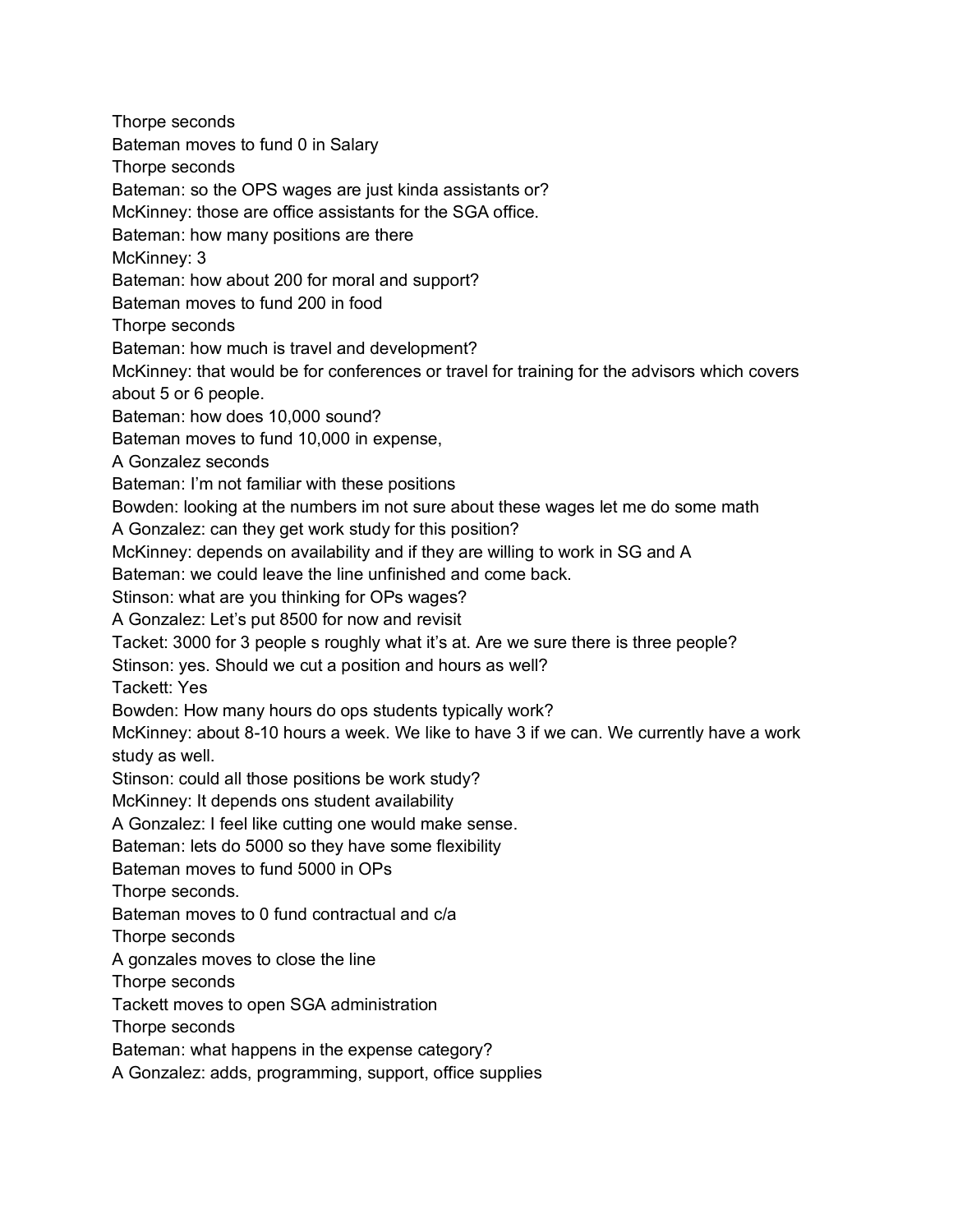Thorpe seconds

Bateman moves to fund 0 in Salary

Thorpe seconds

Bateman: so the OPS wages are just kinda assistants or?

McKinney: those are office assistants for the SGA office.

Bateman: how many positions are there

McKinney: 3

Bateman: how about 200 for moral and support?

Bateman moves to fund 200 in food

Thorpe seconds

Bateman: how much is travel and development?

McKinney: that would be for conferences or travel for training for the advisors which covers about 5 or 6 people.

Bateman: how does 10,000 sound?

Bateman moves to fund 10,000 in expense,

A Gonzalez seconds

Bateman: I'm not familiar with these positions

Bowden: looking at the numbers im not sure about these wages let me do some math

A Gonzalez: can they get work study for this position?

McKinney: depends on availability and if they are willing to work in SG and A

Bateman: we could leave the line unfinished and come back.

Stinson: what are you thinking for OPs wages?

A Gonzalez: Let's put 8500 for now and revisit

Tacket: 3000 for 3 people s roughly what it's at. Are we sure there is three people?

Stinson: yes. Should we cut a position and hours as well?

Tackett: Yes

Bowden: How many hours do ops students typically work?

McKinney: about 8-10 hours a week. We like to have 3 if we can. We currently have a work study as well.

Stinson: could all those positions be work study?

McKinney: It depends ons student availability

A Gonzalez: I feel like cutting one would make sense.

Bateman: lets do 5000 so they have some flexibility

Bateman moves to fund 5000 in OPs

Thorpe seconds.

Bateman moves to 0 fund contractual and c/a

Thorpe seconds

A gonzales moves to close the line

Thorpe seconds

Tackett moves to open SGA administration

Thorpe seconds

Bateman: what happens in the expense category?

A Gonzalez: adds, programming, support, office supplies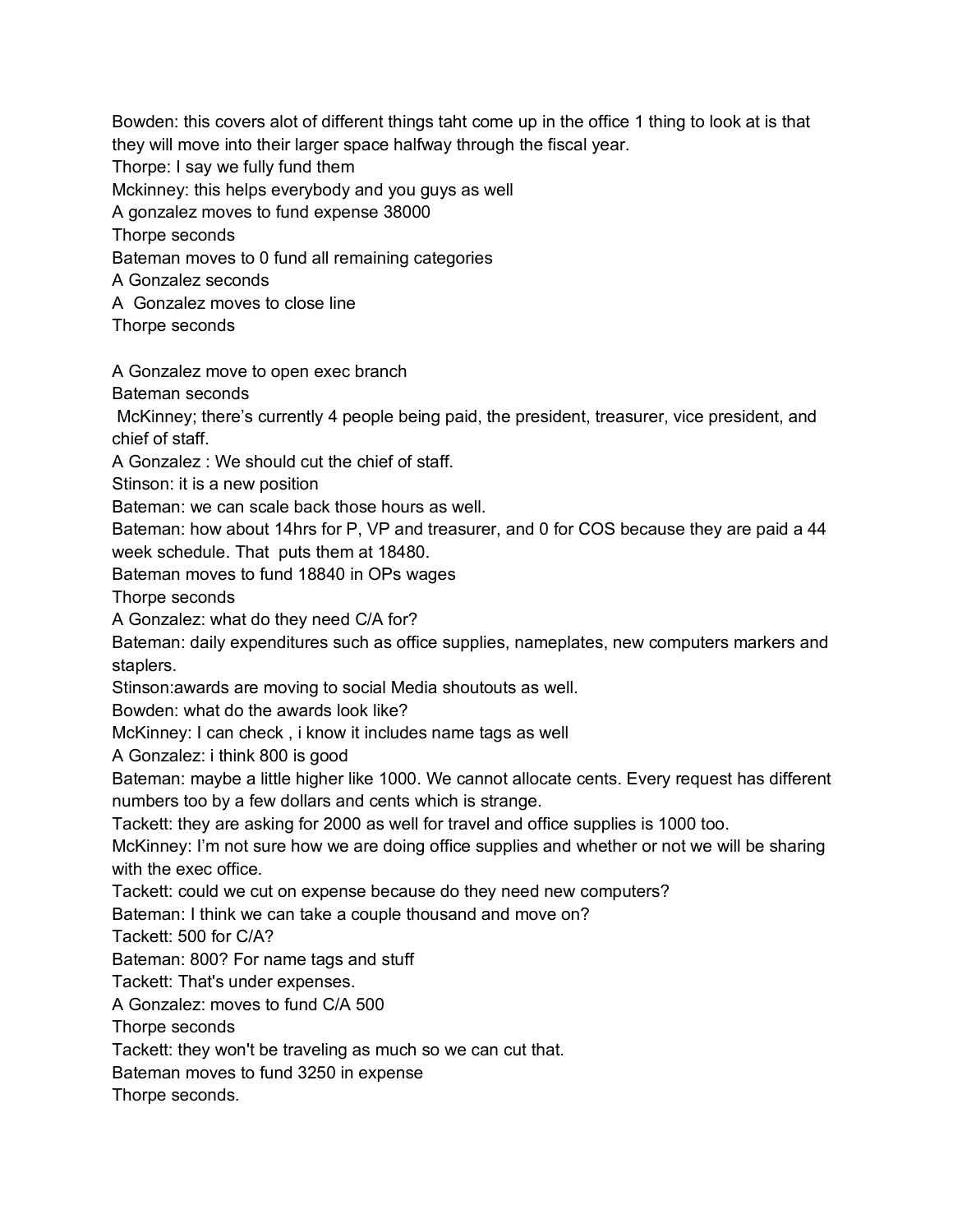Bowden: this covers alot of different things taht come up in the office 1 thing to look at is that they will move into their larger space halfway through the fiscal year.
Thorpe: I say we fully fund them
Mckinney: this helps everybody and you guys as well
A gonzalez moves to fund expense 38000
Thorpe seconds
Bateman moves to 0 fund all remaining categories
A Gonzalez seconds
A Gonzalez moves to close line
Thorpe seconds

A Gonzalez move to open exec branch
Bateman seconds
McKinney; there's currently 4 people being paid, the president, treasurer, vice president, and chief of staff.
A Gonzalez : We should cut the chief of staff.
Stinson: it is a new position
Bateman: we can scale back those hours as well.
Bateman: how about 14hrs for P, VP and treasurer, and 0 for COS because they are paid a 44 week schedule. That puts them at 18480.
Bateman moves to fund 18840 in OPs wages
Thorpe seconds
A Gonzalez: what do they need C/A for?
Bateman: daily expenditures such as office supplies, nameplates, new computers markers and staplers.
Stinson:awards are moving to social Media shoutouts as well.
Bowden: what do the awards look like?
McKinney: I can check , i know it includes name tags as well
A Gonzalez: i think 800 is good
Bateman: maybe a little higher like 1000. We cannot allocate cents. Every request has different numbers too by a few dollars and cents which is strange.
Tackett: they are asking for 2000 as well for travel and office supplies is 1000 too.
McKinney: I'm not sure how we are doing office supplies and whether or not we will be sharing with the exec office.
Tackett: could we cut on expense because do they need new computers?
Bateman: I think we can take a couple thousand and move on?
Tackett: 500 for C/A?
Bateman: 800? For name tags and stuff
Tackett: That's under expenses.
A Gonzalez: moves to fund C/A 500
Thorpe seconds
Tackett: they won't be traveling as much so we can cut that.
Bateman moves to fund 3250 in expense
Thorpe seconds.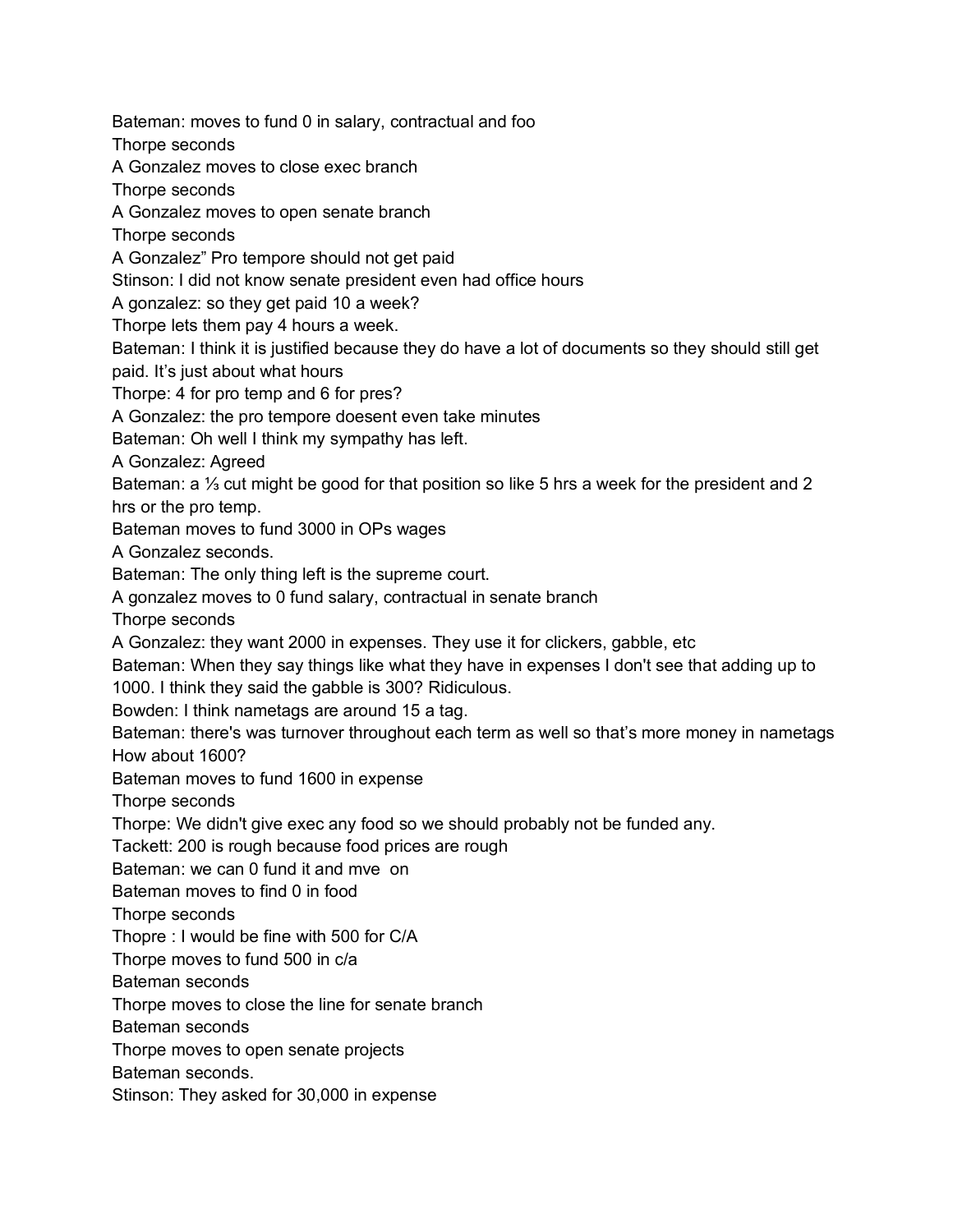Bateman: moves to fund 0 in salary, contractual and foo

Thorpe seconds

A Gonzalez moves to close exec branch

Thorpe seconds

A Gonzalez moves to open senate branch

Thorpe seconds

A Gonzalez" Pro tempore should not get paid

Stinson: I did not know senate president even had office hours

A gonzalez: so they get paid 10 a week?

Thorpe lets them pay 4 hours a week.

Bateman: I think it is justified because they do have a lot of documents so they should still get paid. It's just about what hours

Thorpe: 4 for pro temp and 6 for pres?

A Gonzalez: the pro tempore doesent even take minutes

Bateman: Oh well I think my sympathy has left.

A Gonzalez: Agreed

Bateman: a ⅓ cut might be good for that position so like 5 hrs a week for the president and 2 hrs or the pro temp.

Bateman moves to fund 3000 in OPs wages

A Gonzalez seconds.

Bateman: The only thing left is the supreme court.

A gonzalez moves to 0 fund salary, contractual in senate branch

Thorpe seconds

A Gonzalez: they want 2000 in expenses. They use it for clickers, gabble, etc

Bateman: When they say things like what they have in expenses I don't see that adding up to 1000. I think they said the gabble is 300? Ridiculous.

Bowden: I think nametags are around 15 a tag.

Bateman: there's was turnover throughout each term as well so that's more money in nametags How about 1600?

Bateman moves to fund 1600 in expense

Thorpe seconds

Thorpe: We didn't give exec any food so we should probably not be funded any.

Tackett: 200 is rough because food prices are rough

Bateman: we can 0 fund it and mve on

Bateman moves to find 0 in food

Thorpe seconds

Thopre : I would be fine with 500 for C/A

Thorpe moves to fund 500 in c/a

Bateman seconds

Thorpe moves to close the line for senate branch

Bateman seconds

Thorpe moves to open senate projects

Bateman seconds.

Stinson: They asked for 30,000 in expense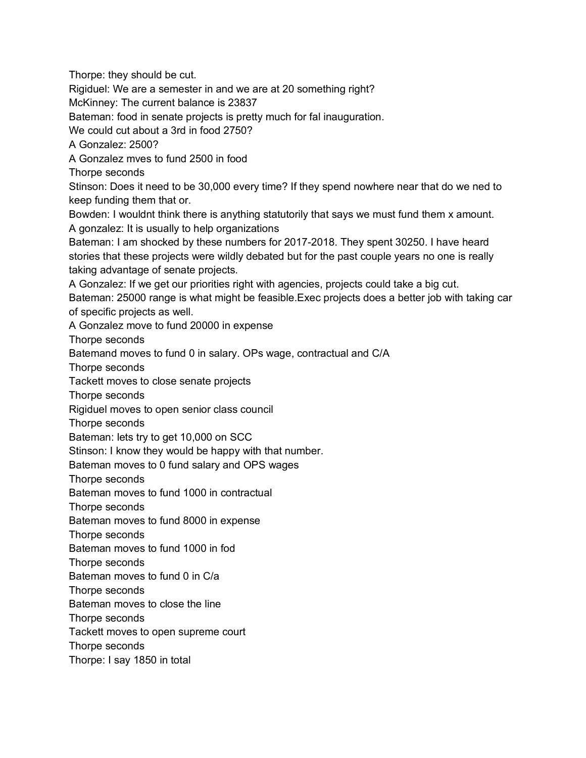Thorpe: they should be cut.

Rigiduel: We are a semester in and we are at 20 something right?

McKinney: The current balance is 23837

Bateman: food in senate projects is pretty much for fal inauguration.
We could cut about a 3rd in food 2750?

A Gonzalez: 2500?

A Gonzalez mves to fund 2500 in food

Thorpe seconds

Stinson: Does it need to be 30,000 every time? If they spend nowhere near that do we ned to keep funding them that or.

Bowden: I wouldnt think there is anything statutorily that says we must fund them x amount.

A gonzalez: It is usually to help organizations

Bateman: I am shocked by these numbers for 2017-2018. They spent 30250. I have heard stories that these projects were wildly debated but for the past couple years no one is really taking advantage of senate projects.

A Gonzalez: If we get our priorities right with agencies, projects could take a big cut.

Bateman: 25000 range is what might be feasible.Exec projects does a better job with taking car of specific projects as well.

A Gonzalez move to fund 20000 in expense

Thorpe seconds

Batemand moves to fund 0 in salary. OPs wage, contractual and C/A

Thorpe seconds

Tackett moves to close senate projects

Thorpe seconds

Rigiduel moves to open senior class council

Thorpe seconds

Bateman: lets try to get 10,000 on SCC

Stinson: I know they would be happy with that number.

Bateman moves to 0 fund salary and OPS wages

Thorpe seconds

Bateman moves to fund 1000 in contractual

Thorpe seconds

Bateman moves to fund 8000 in expense

Thorpe seconds

Bateman moves to fund 1000 in fod

Thorpe seconds

Bateman moves to fund 0 in C/a

Thorpe seconds

Bateman moves to close the line

Thorpe seconds

Tackett moves to open supreme court

Thorpe seconds

Thorpe: I say 1850 in total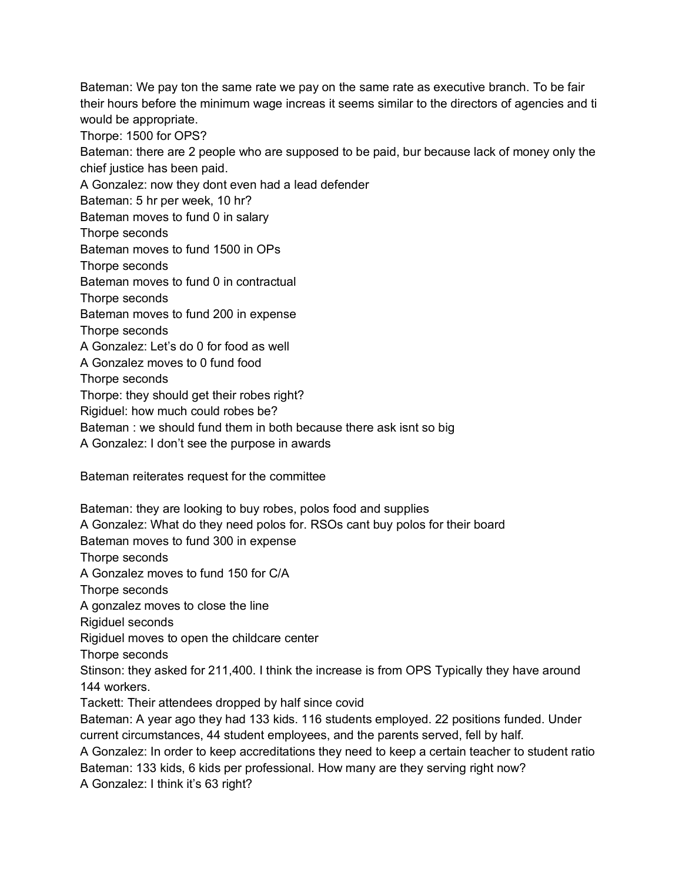Bateman: We pay ton the same rate we pay on the same rate as executive branch. To be fair their hours before the minimum wage increas it seems similar to the directors of agencies and ti would be appropriate.

Thorpe: 1500 for OPS?

Bateman: there are 2 people who are supposed to be paid, bur because lack of money only the chief justice has been paid.

A Gonzalez: now they dont even had a lead defender

Bateman: 5 hr per week, 10 hr?

Bateman moves to fund 0 in salary

Thorpe seconds

Bateman moves to fund 1500 in OPs

Thorpe seconds

Bateman moves to fund 0 in contractual

Thorpe seconds

Bateman moves to fund 200 in expense

Thorpe seconds

A Gonzalez: Let's do 0 for food as well

A Gonzalez moves to 0 fund food

Thorpe seconds

Thorpe: they should get their robes right?

Rigiduel: how much could robes be?

Bateman : we should fund them in both because there ask isnt so big

A Gonzalez: I don't see the purpose in awards

Bateman reiterates request for the committee

Bateman: they are looking to buy robes, polos food and supplies

A Gonzalez: What do they need polos for. RSOs cant buy polos for their board

Bateman moves to fund 300 in expense

Thorpe seconds

A Gonzalez moves to fund 150 for C/A

Thorpe seconds

A gonzalez moves to close the line

Rigiduel seconds

Rigiduel moves to open the childcare center

Thorpe seconds

Stinson: they asked for 211,400. I think the increase is from OPS Typically they have around 144 workers.

Tackett: Their attendees dropped by half since covid

Bateman: A year ago they had 133 kids. 116 students employed. 22 positions funded. Under current circumstances, 44 student employees, and the parents served, fell by half.

A Gonzalez: In order to keep accreditations they need to keep a certain teacher to student ratio

Bateman: 133 kids, 6 kids per professional. How many are they serving right now?

A Gonzalez: I think it's 63 right?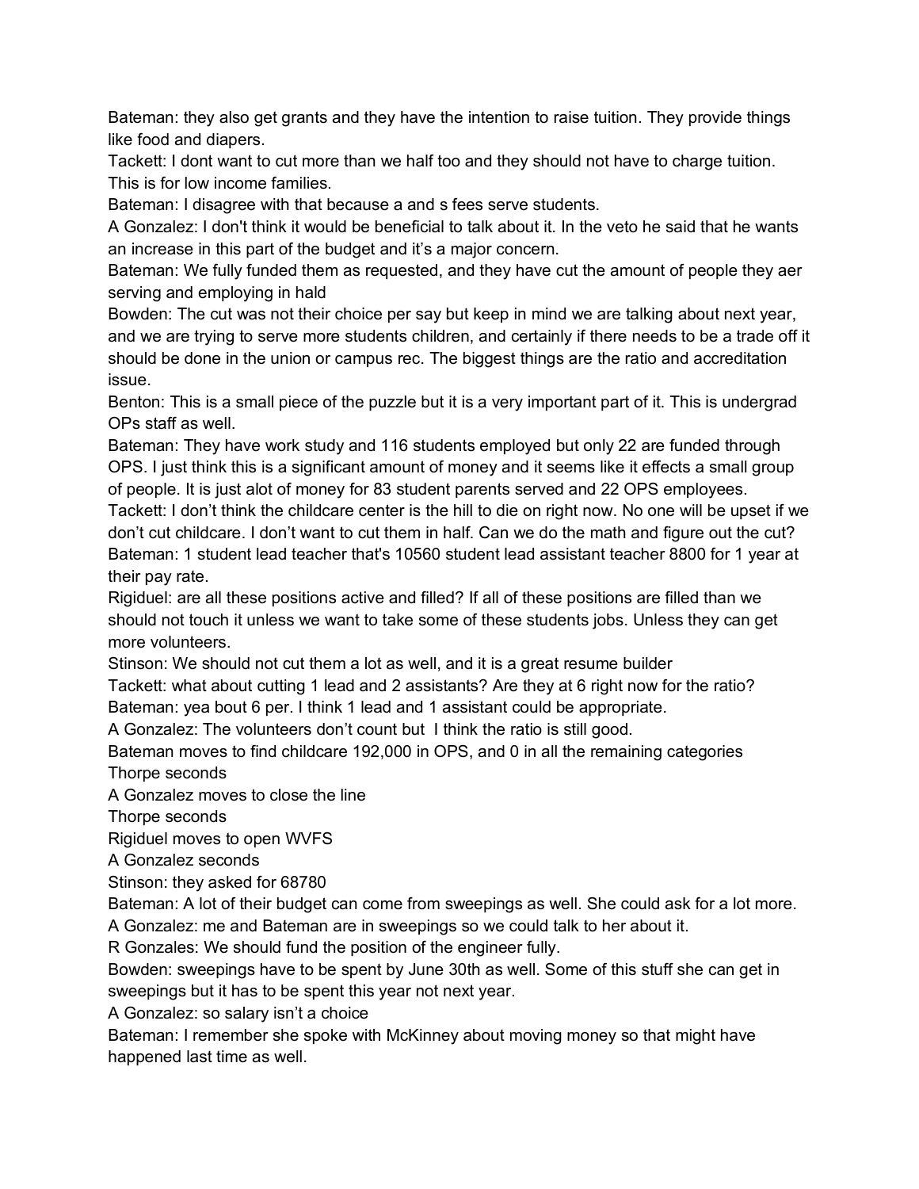Bateman: they also get grants and they have the intention to raise tuition. They provide things like food and diapers.

Tackett: I dont want to cut more than we half too and they should not have to charge tuition. This is for low income families.

Bateman: I disagree with that because a and s fees serve students.

A Gonzalez: I don't think it would be beneficial to talk about it. In the veto he said that he wants an increase in this part of the budget and it's a major concern.

Bateman: We fully funded them as requested, and they have cut the amount of people they aer serving and employing in hald

Bowden: The cut was not their choice per say but keep in mind we are talking about next year, and we are trying to serve more students children, and certainly if there needs to be a trade off it should be done in the union or campus rec. The biggest things are the ratio and accreditation issue.

Benton: This is a small piece of the puzzle but it is a very important part of it. This is undergrad OPs staff as well.

Bateman: They have work study and 116 students employed but only 22 are funded through OPS. I just think this is a significant amount of money and it seems like it effects a small group of people. It is just alot of money for 83 student parents served and 22 OPS employees.

Tackett: I don't think the childcare center is the hill to die on right now. No one will be upset if we don't cut childcare. I don't want to cut them in half. Can we do the math and figure out the cut?

Bateman: 1 student lead teacher that's 10560 student lead assistant teacher 8800 for 1 year at their pay rate.

Rigiduel: are all these positions active and filled? If all of these positions are filled than we should not touch it unless we want to take some of these students jobs. Unless they can get more volunteers.

Stinson: We should not cut them a lot as well, and it is a great resume builder

Tackett: what about cutting 1 lead and 2 assistants? Are they at 6 right now for the ratio?

Bateman: yea bout 6 per. I think 1 lead and 1 assistant could be appropriate.

A Gonzalez: The volunteers don't count but I think the ratio is still good.

Bateman moves to find childcare 192,000 in OPS, and 0 in all the remaining categories

Thorpe seconds

A Gonzalez moves to close the line

Thorpe seconds

Rigiduel moves to open WVFS

A Gonzalez seconds

Stinson: they asked for 68780

Bateman: A lot of their budget can come from sweepings as well. She could ask for a lot more.

A Gonzalez: me and Bateman are in sweepings so we could talk to her about it.

R Gonzales: We should fund the position of the engineer fully.

Bowden: sweepings have to be spent by June 30th as well. Some of this stuff she can get in sweepings but it has to be spent this year not next year.

A Gonzalez: so salary isn't a choice

Bateman: I remember she spoke with McKinney about moving money so that might have happened last time as well.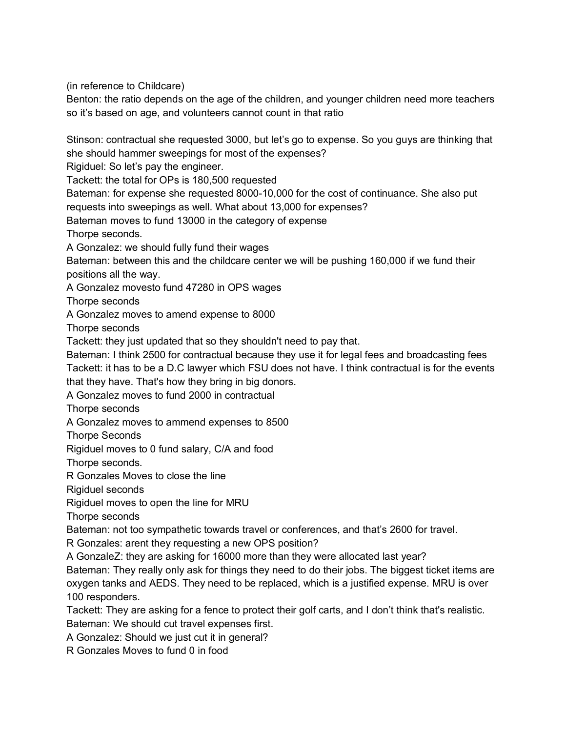(in reference to Childcare)
Benton: the ratio depends on the age of the children, and younger children need more teachers so it's based on age, and volunteers cannot count in that ratio

Stinson: contractual she requested 3000, but let's go to expense. So you guys are thinking that she should hammer sweepings for most of the expenses?
Rigiduel: So let's pay the engineer.
Tackett: the total for OPs is 180,500 requested
Bateman: for expense she requested 8000-10,000 for the cost of continuance. She also put requests into sweepings as well. What about 13,000 for expenses?
Bateman moves to fund 13000 in the category of expense
Thorpe seconds.
A Gonzalez: we should fully fund their wages
Bateman: between this and the childcare center we will be pushing 160,000 if we fund their positions all the way.
A Gonzalez movesto fund 47280 in OPS wages
Thorpe seconds
A Gonzalez moves to amend expense to 8000
Thorpe seconds
Tackett: they just updated that so they shouldn't need to pay that.
Bateman: I think 2500 for contractual because they use it for legal fees and broadcasting fees
Tackett: it has to be a D.C lawyer which FSU does not have. I think contractual is for the events that they have. That's how they bring in big donors.
A Gonzalez moves to fund 2000 in contractual
Thorpe seconds
A Gonzalez moves to ammend expenses to 8500
Thorpe Seconds
Rigiduel moves to 0 fund salary, C/A and food
Thorpe seconds.
R Gonzales Moves to close the line
Rigiduel seconds
Rigiduel moves to open the line for MRU
Thorpe seconds
Bateman: not too sympathetic towards travel or conferences, and that's 2600 for travel.
R Gonzales: arent they requesting a new OPS position?
A GonzaleZ: they are asking for 16000 more than they were allocated last year?
Bateman: They really only ask for things they need to do their jobs. The biggest ticket items are oxygen tanks and AEDS. They need to be replaced, which is a justified expense. MRU is over 100 responders.
Tackett: They are asking for a fence to protect their golf carts, and I don't think that's realistic.
Bateman: We should cut travel expenses first.
A Gonzalez: Should we just cut it in general?
R Gonzales Moves to fund 0 in food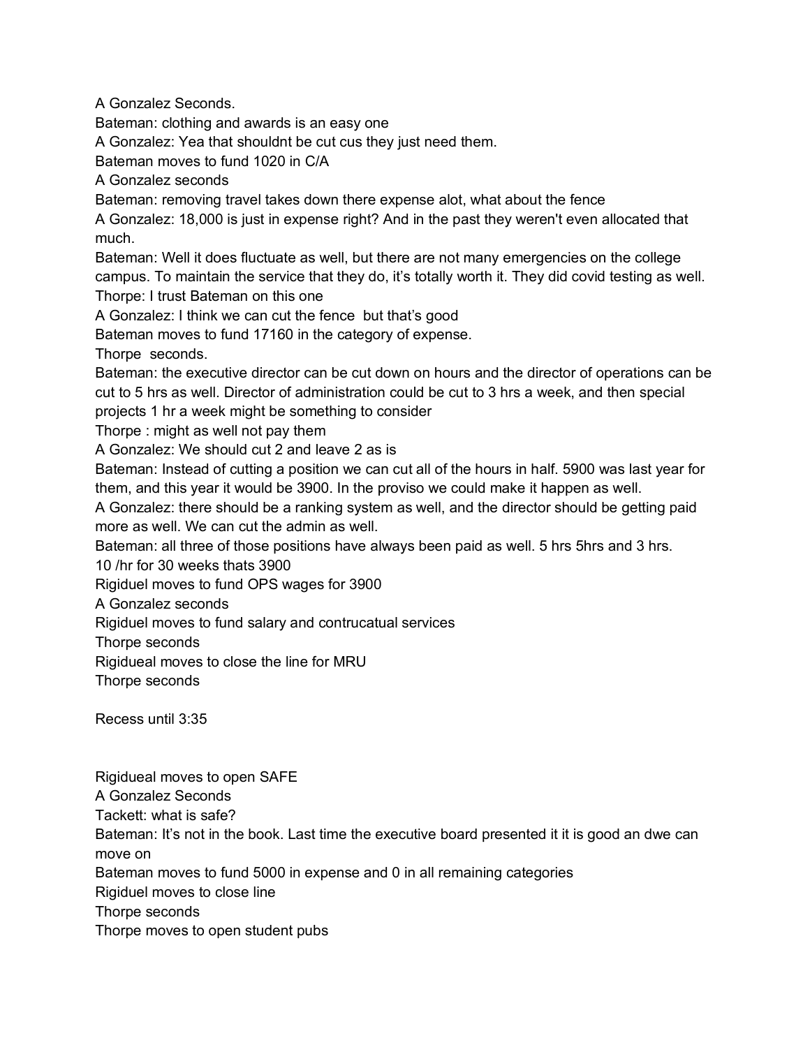A Gonzalez Seconds.

Bateman: clothing and awards is an easy one

A Gonzalez: Yea that shouldnt be cut cus they just need them.

Bateman moves to fund 1020 in C/A

A Gonzalez seconds

Bateman: removing travel takes down there expense alot, what about the fence

A Gonzalez: 18,000 is just in expense right? And in the past they weren't even allocated that much.

Bateman: Well it does fluctuate as well, but there are not many emergencies on the college campus. To maintain the service that they do, it's totally worth it. They did covid testing as well.

Thorpe: I trust Bateman on this one

A Gonzalez: I think we can cut the fence  but that's good

Bateman moves to fund 17160 in the category of expense.

Thorpe  seconds.

Bateman: the executive director can be cut down on hours and the director of operations can be cut to 5 hrs as well. Director of administration could be cut to 3 hrs a week, and then special projects 1 hr a week might be something to consider

Thorpe : might as well not pay them

A Gonzalez: We should cut 2 and leave 2 as is

Bateman: Instead of cutting a position we can cut all of the hours in half. 5900 was last year for them, and this year it would be 3900. In the proviso we could make it happen as well.

A Gonzalez: there should be a ranking system as well, and the director should be getting paid more as well. We can cut the admin as well.

Bateman: all three of those positions have always been paid as well. 5 hrs 5hrs and 3 hrs.

10 /hr for 30 weeks thats 3900

Rigiduel moves to fund OPS wages for 3900

A Gonzalez seconds

Rigiduel moves to fund salary and contrucatual services

Thorpe seconds

Rigidueal moves to close the line for MRU

Thorpe seconds

Recess until 3:35

Rigidueal moves to open SAFE

A Gonzalez Seconds

Tackett: what is safe?

Bateman: It's not in the book. Last time the executive board presented it it is good an dwe can move on

Bateman moves to fund 5000 in expense and 0 in all remaining categories

Rigiduel moves to close line

Thorpe seconds

Thorpe moves to open student pubs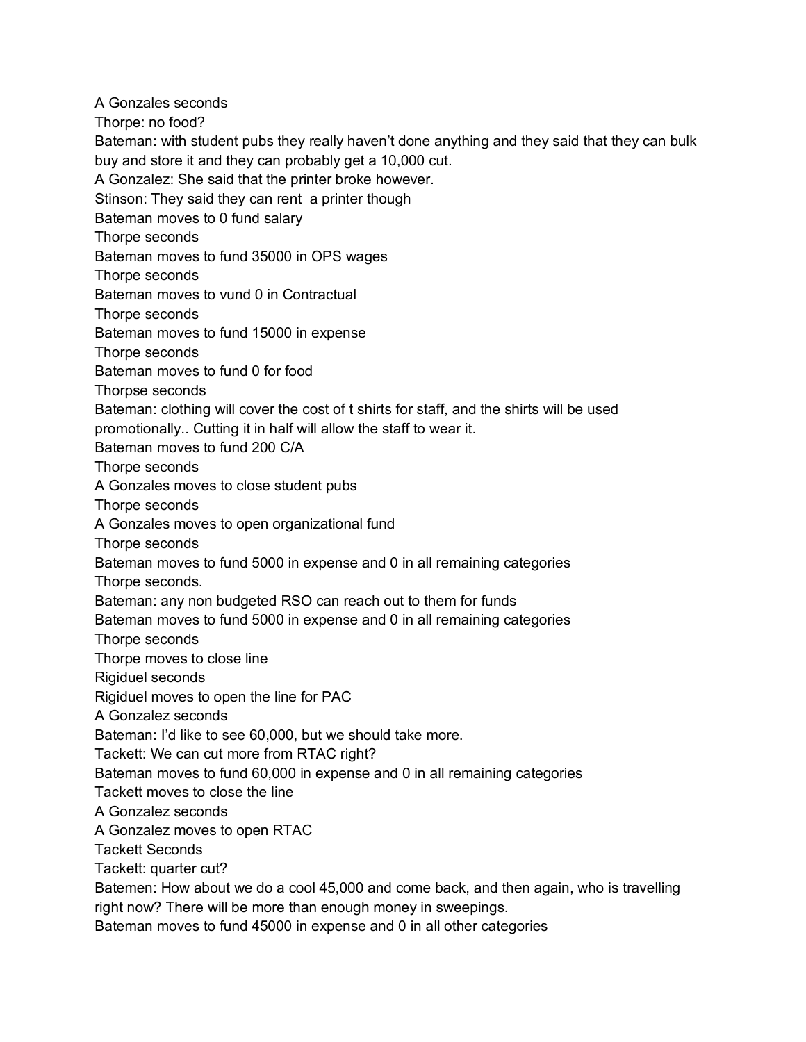A Gonzales seconds

Thorpe: no food?

Bateman: with student pubs they really haven't done anything and they said that they can bulk buy and store it and they can probably get a 10,000 cut.

A Gonzalez: She said that the printer broke however.

Stinson: They said they can rent  a printer though

Bateman moves to 0 fund salary

Thorpe seconds

Bateman moves to fund 35000 in OPS wages

Thorpe seconds

Bateman moves to vund 0 in Contractual

Thorpe seconds

Bateman moves to fund 15000 in expense

Thorpe seconds

Bateman moves to fund 0 for food

Thorpse seconds

Bateman: clothing will cover the cost of t shirts for staff, and the shirts will be used promotionally.. Cutting it in half will allow the staff to wear it.

Bateman moves to fund 200 C/A

Thorpe seconds

A Gonzales moves to close student pubs

Thorpe seconds

A Gonzales moves to open organizational fund

Thorpe seconds

Bateman moves to fund 5000 in expense and 0 in all remaining categories

Thorpe seconds.

Bateman: any non budgeted RSO can reach out to them for funds

Bateman moves to fund 5000 in expense and 0 in all remaining categories

Thorpe seconds

Thorpe moves to close line

Rigiduel seconds

Rigiduel moves to open the line for PAC

A Gonzalez seconds

Bateman: I'd like to see 60,000, but we should take more.

Tackett: We can cut more from RTAC right?

Bateman moves to fund 60,000 in expense and 0 in all remaining categories

Tackett moves to close the line

A Gonzalez seconds

A Gonzalez moves to open RTAC

Tackett Seconds

Tackett: quarter cut?

Batemen: How about we do a cool 45,000 and come back, and then again, who is travelling right now? There will be more than enough money in sweepings.

Bateman moves to fund 45000 in expense and 0 in all other categories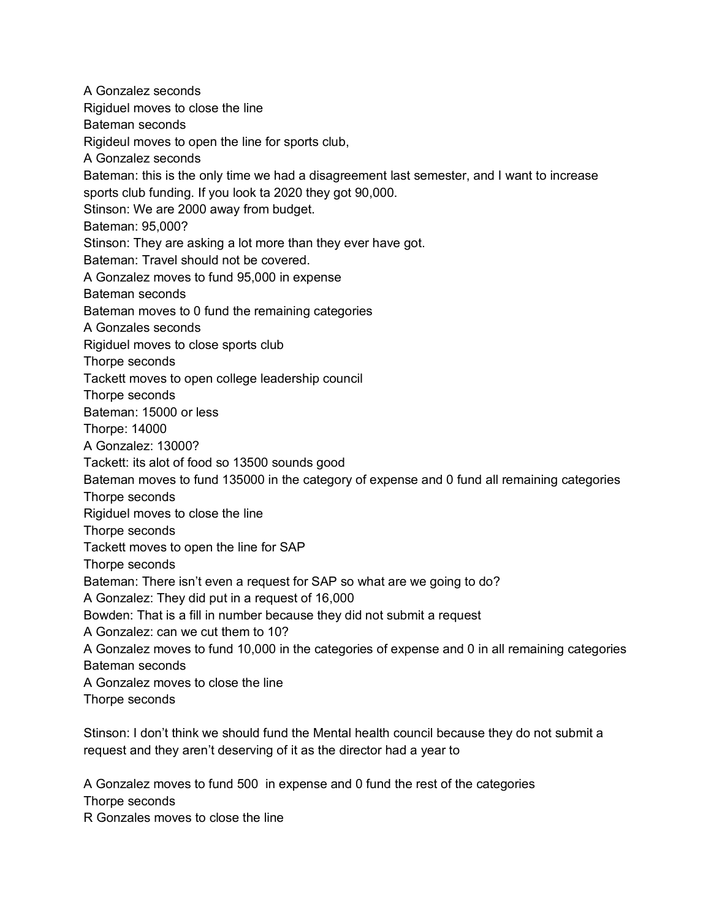A Gonzalez seconds
Rigiduel moves to close the line
Bateman seconds
Rigideul moves to open the line for sports club,
A Gonzalez seconds
Bateman: this is the only time we had a disagreement last semester, and I want to increase sports club funding. If you look ta 2020 they got 90,000.
Stinson: We are 2000 away from budget.
Bateman: 95,000?
Stinson: They are asking a lot more than they ever have got.
Bateman: Travel should not be covered.
A Gonzalez moves to fund 95,000 in expense
Bateman seconds
Bateman moves to 0 fund the remaining categories
A Gonzales seconds
Rigiduel moves to close sports club
Thorpe seconds
Tackett moves to open college leadership council
Thorpe seconds
Bateman: 15000 or less
Thorpe: 14000
A Gonzalez: 13000?
Tackett: its alot of food so 13500 sounds good
Bateman moves to fund 135000 in the category of expense and 0 fund all remaining categories
Thorpe seconds
Rigiduel moves to close the line
Thorpe seconds
Tackett moves to open the line for SAP
Thorpe seconds
Bateman: There isn't even a request for SAP so what are we going to do?
A Gonzalez: They did put in a request of 16,000
Bowden: That is a fill in number because they did not submit a request
A Gonzalez: can we cut them to 10?
A Gonzalez moves to fund 10,000 in the categories of expense and 0 in all remaining categories
Bateman seconds
A Gonzalez moves to close the line
Thorpe seconds

Stinson: I don't think we should fund the Mental health council because they do not submit a request and they aren't deserving of it as the director had a year to

A Gonzalez moves to fund 500 in expense and 0 fund the rest of the categories
Thorpe seconds
R Gonzales moves to close the line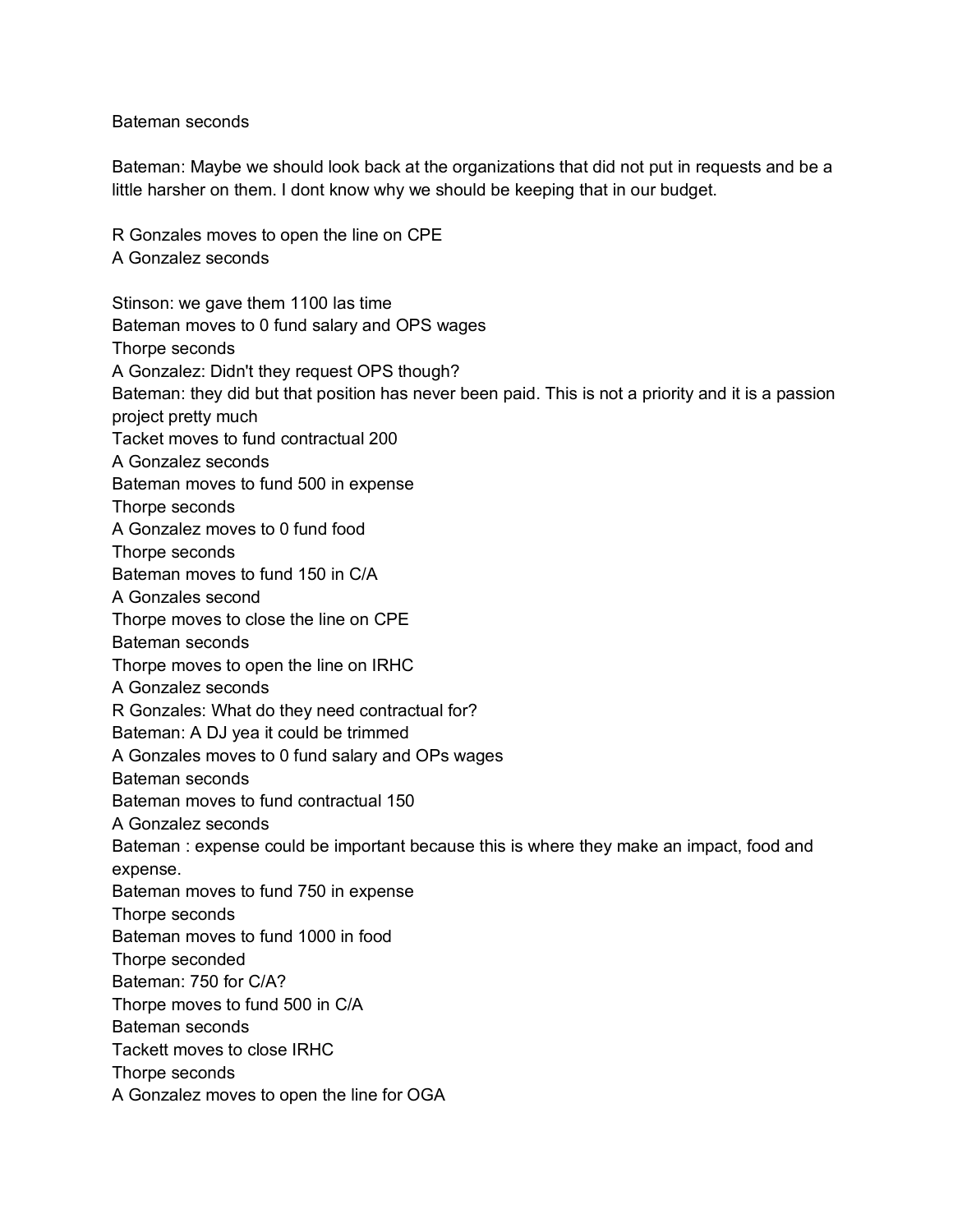Bateman seconds

Bateman: Maybe we should look back at the organizations that did not put in requests and be a little harsher on them. I dont know why we should be keeping that in our budget.

R Gonzales moves to open the line on CPE
A Gonzalez seconds

Stinson: we gave them 1100 las time
Bateman moves to 0 fund salary and OPS wages
Thorpe seconds
A Gonzalez: Didn't they request OPS though?
Bateman: they did but that position has never been paid. This is not a priority and it is a passion project pretty much
Tacket moves to fund contractual 200
A Gonzalez seconds
Bateman moves to fund 500 in expense
Thorpe seconds
A Gonzalez moves to 0 fund food
Thorpe seconds
Bateman moves to fund 150 in C/A
A Gonzales second
Thorpe moves to close the line on CPE
Bateman seconds
Thorpe moves to open the line on IRHC
A Gonzalez seconds
R Gonzales: What do they need contractual for?
Bateman: A DJ yea it could be trimmed
A Gonzales moves to 0 fund salary and OPs wages
Bateman seconds
Bateman moves to fund contractual 150
A Gonzalez seconds
Bateman : expense could be important because this is where they make an impact, food and expense.
Bateman moves to fund 750 in expense
Thorpe seconds
Bateman moves to fund 1000 in food
Thorpe seconded
Bateman: 750 for C/A?
Thorpe moves to fund 500 in C/A
Bateman seconds
Tackett moves to close IRHC
Thorpe seconds
A Gonzalez moves to open the line for OGA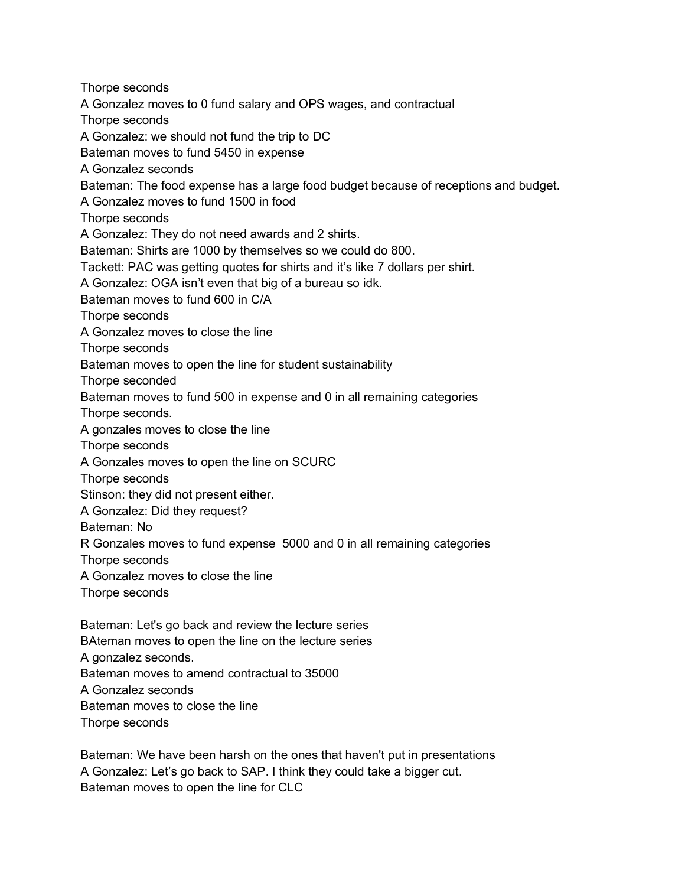Thorpe seconds

A Gonzalez moves to 0 fund salary and OPS wages, and contractual

Thorpe seconds

A Gonzalez: we should not fund the trip to DC

Bateman moves to fund 5450 in expense

A Gonzalez seconds

Bateman: The food expense has a large food budget because of receptions and budget.

A Gonzalez moves to fund 1500 in food

Thorpe seconds

A Gonzalez: They do not need awards and 2 shirts.

Bateman: Shirts are 1000 by themselves so we could do 800.

Tackett: PAC was getting quotes for shirts and it's like 7 dollars per shirt.

A Gonzalez: OGA isn't even that big of a bureau so idk.

Bateman moves to fund 600 in C/A

Thorpe seconds

A Gonzalez moves to close the line

Thorpe seconds

Bateman moves to open the line for student sustainability

Thorpe seconded

Bateman moves to fund 500 in expense and 0 in all remaining categories

Thorpe seconds.

A gonzales moves to close the line

Thorpe seconds

A Gonzales moves to open the line on SCURC

Thorpe seconds

Stinson: they did not present either.

A Gonzalez: Did they request?

Bateman: No

R Gonzales moves to fund expense  5000 and 0 in all remaining categories

Thorpe seconds

A Gonzalez moves to close the line

Thorpe seconds

Bateman: Let's go back and review the lecture series

BAteman moves to open the line on the lecture series

A gonzalez seconds.

Bateman moves to amend contractual to 35000

A Gonzalez seconds

Bateman moves to close the line

Thorpe seconds

Bateman: We have been harsh on the ones that haven't put in presentations

A Gonzalez: Let's go back to SAP. I think they could take a bigger cut.

Bateman moves to open the line for CLC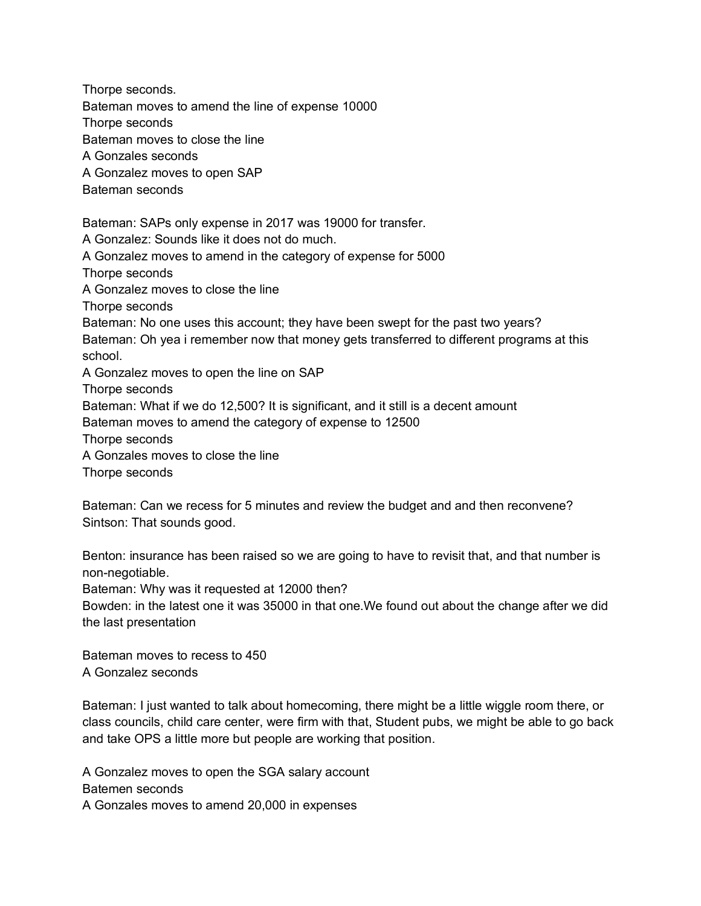Thorpe seconds.
Bateman moves to amend the line of expense 10000
Thorpe seconds
Bateman moves to close the line
A Gonzales seconds
A Gonzalez moves to open SAP
Bateman seconds

Bateman: SAPs only expense in 2017 was 19000 for transfer.
A Gonzalez: Sounds like it does not do much.
A Gonzalez moves to amend in the category of expense for 5000
Thorpe seconds
A Gonzalez moves to close the line
Thorpe seconds
Bateman: No one uses this account; they have been swept for the past two years?
Bateman: Oh yea i remember now that money gets transferred to different programs at this school.
A Gonzalez moves to open the line on SAP
Thorpe seconds
Bateman: What if we do 12,500? It is significant, and it still is a decent amount
Bateman moves to amend the category of expense to 12500
Thorpe seconds
A Gonzales moves to close the line
Thorpe seconds

Bateman: Can we recess for 5 minutes and review the budget and and then reconvene?
Sintson: That sounds good.

Benton: insurance has been raised so we are going to have to revisit that, and that number is non-negotiable.
Bateman: Why was it requested at 12000 then?
Bowden: in the latest one it was 35000 in that one.We found out about the change after we did the last presentation

Bateman moves to recess to 450
A Gonzalez seconds

Bateman: I just wanted to talk about homecoming, there might be a little wiggle room there, or class councils, child care center, were firm with that, Student pubs, we might be able to go back and take OPS a little more but people are working that position.

A Gonzalez moves to open the SGA salary account
Batemen seconds
A Gonzales moves to amend 20,000 in expenses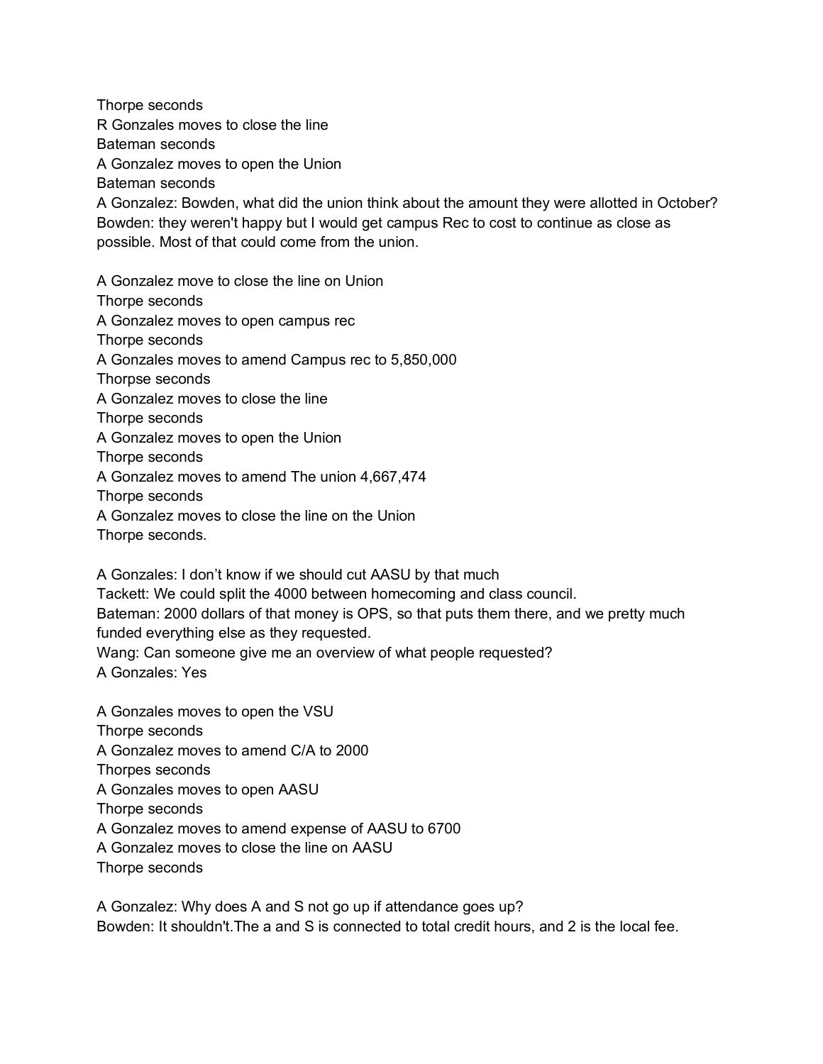Thorpe seconds  
R Gonzales moves to close the line  
Bateman seconds  
A Gonzalez moves to open the Union  
Bateman seconds  
A Gonzalez: Bowden, what did the union think about the amount they were allotted in October?  
Bowden: they weren't happy but I would get campus Rec to cost to continue as close as possible. Most of that could come from the union.

A Gonzalez move to close the line on Union  
Thorpe seconds  
A Gonzalez moves to open campus rec  
Thorpe seconds  
A Gonzales moves to amend Campus rec to 5,850,000  
Thorpse seconds  
A Gonzalez moves to close the line  
Thorpe seconds  
A Gonzalez moves to open the Union  
Thorpe seconds  
A Gonzalez moves to amend The union 4,667,474  
Thorpe seconds  
A Gonzalez moves to close the line on the Union  
Thorpe seconds.

A Gonzales: I don't know if we should cut AASU by that much  
Tackett: We could split the 4000 between homecoming and class council.  
Bateman: 2000 dollars of that money is OPS, so that puts them there, and we pretty much funded everything else as they requested.  
Wang: Can someone give me an overview of what people requested?  
A Gonzales: Yes

A Gonzales moves to open the VSU  
Thorpe seconds  
A Gonzalez moves to amend C/A to 2000  
Thorpes seconds  
A Gonzales moves to open AASU  
Thorpe seconds  
A Gonzalez moves to amend expense of AASU to 6700  
A Gonzalez moves to close the line on AASU  
Thorpe seconds

A Gonzalez: Why does A and S not go up if attendance goes up?  
Bowden: It shouldn't.The a and S is connected to total credit hours, and 2 is the local fee.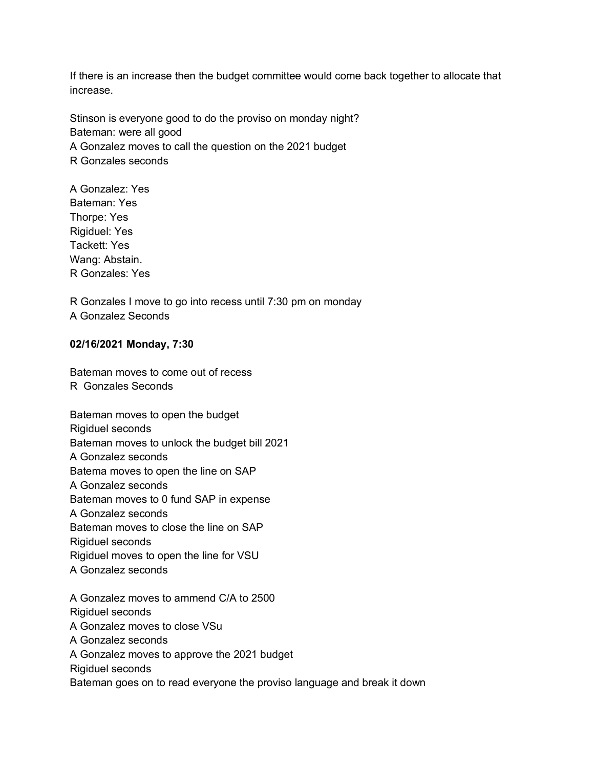If there is an increase then the budget committee would come back together to allocate that increase.

Stinson is everyone good to do the proviso on monday night?
Bateman: were all good
A Gonzalez moves to call the question on the 2021 budget
R Gonzales seconds

A Gonzalez: Yes
Bateman: Yes
Thorpe: Yes
Rigiduel: Yes
Tackett: Yes
Wang: Abstain.
R Gonzales: Yes

R Gonzales I move to go into recess until 7:30 pm on monday
A Gonzalez Seconds

**02/16/2021 Monday, 7:30**

Bateman moves to come out of recess
R Gonzales Seconds

Bateman moves to open the budget
Rigiduel seconds
Bateman moves to unlock the budget bill 2021
A Gonzalez seconds
Batema moves to open the line on SAP
A Gonzalez seconds
Bateman moves to 0 fund SAP in expense
A Gonzalez seconds
Bateman moves to close the line on SAP
Rigiduel seconds
Rigiduel moves to open the line for VSU
A Gonzalez seconds

A Gonzalez moves to ammend C/A to 2500
Rigiduel seconds
A Gonzalez moves to close VSu
A Gonzalez seconds
A Gonzalez moves to approve the 2021 budget
Rigiduel seconds
Bateman goes on to read everyone the proviso language and break it down